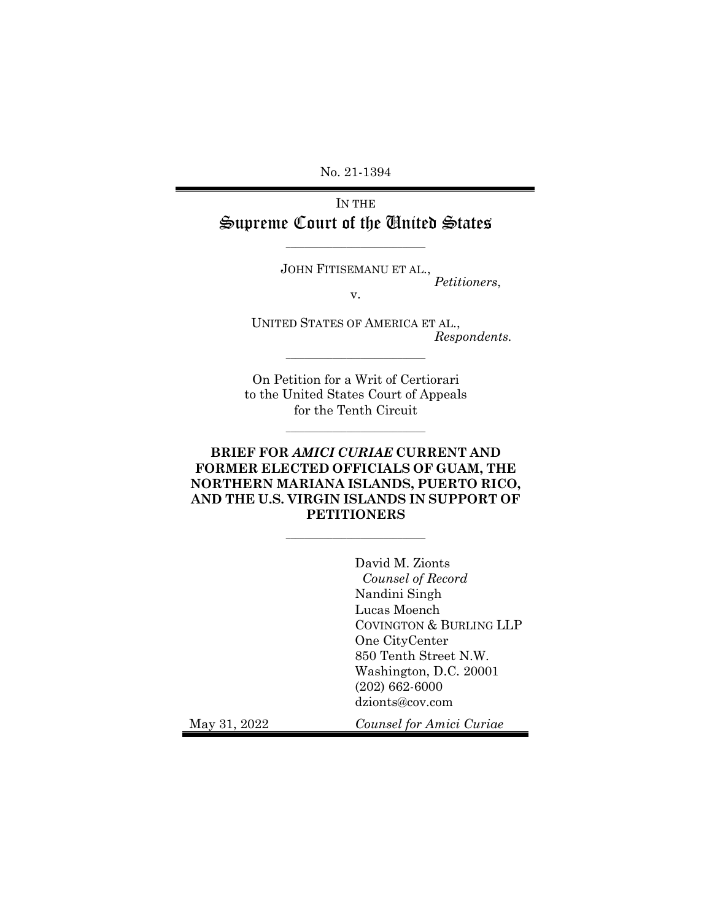No. 21-1394

IN THE

# Supreme Court of the United States

---

JOHN FITISEMANU ET AL.,
*Petitioners*,

v.

UNITED STATES OF AMERICA ET AL.,
*Respondents.*

---

On Petition for a Writ of Certiorari
to the United States Court of Appeals
for the Tenth Circuit

---

**BRIEF FOR *AMICI CURIAE* CURRENT AND FORMER ELECTED OFFICIALS OF GUAM, THE NORTHERN MARIANA ISLANDS, PUERTO RICO, AND THE U.S. VIRGIN ISLANDS IN SUPPORT OF PETITIONERS**

---

David M. Zionts
*Counsel of Record*
Nandini Singh
Lucas Moench
COVINGTON & BURLING LLP
One CityCenter
850 Tenth Street N.W.
Washington, D.C. 20001
(202) 662-6000
dzionts@cov.com

May 31, 2022

*Counsel for Amici Curiae*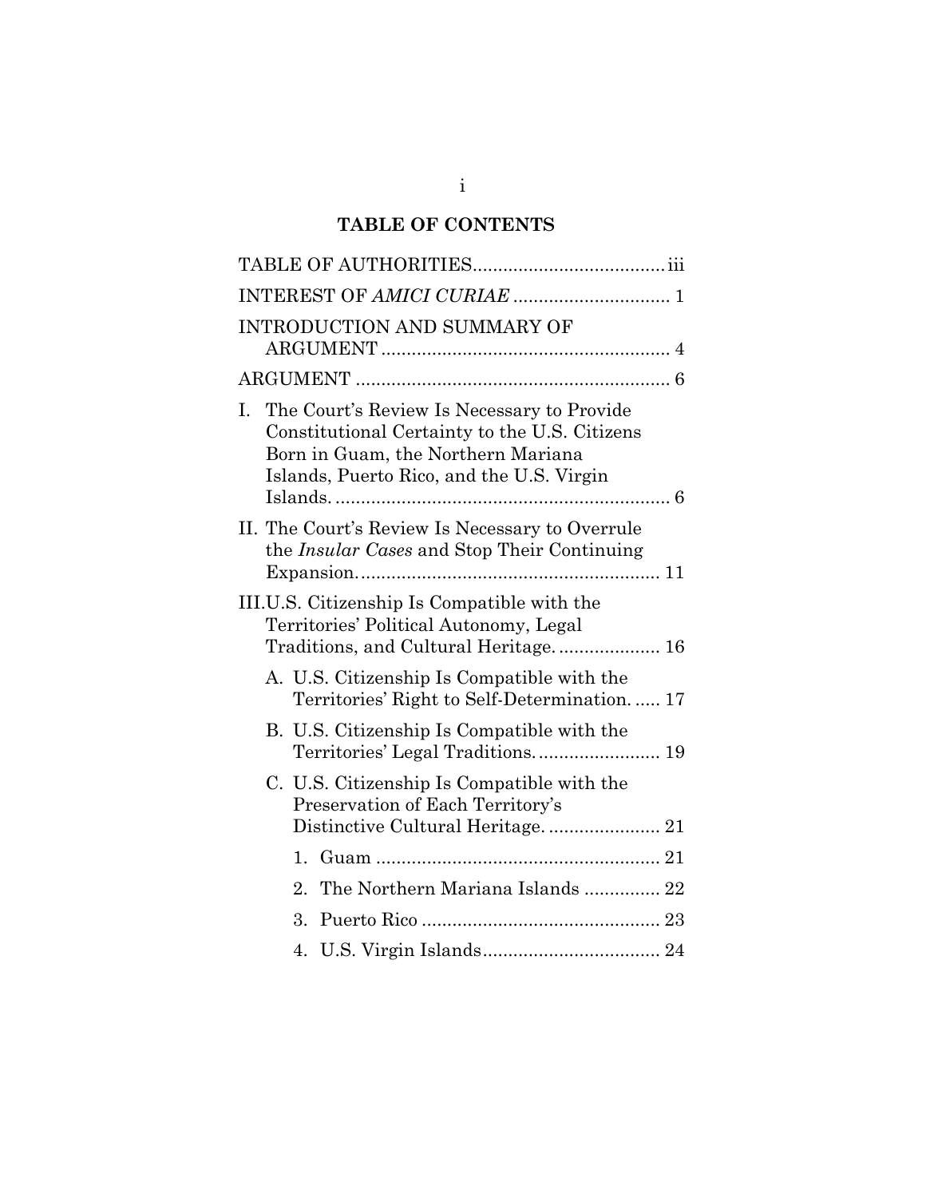# TABLE OF CONTENTS

TABLE OF AUTHORITIES.....................................iii

INTEREST OF *AMICI CURIAE* .............................. 1

INTRODUCTION AND SUMMARY OF ARGUMENT ........................................................ 4

ARGUMENT ............................................................. 6

I. The Court's Review Is Necessary to Provide Constitutional Certainty to the U.S. Citizens Born in Guam, the Northern Mariana Islands, Puerto Rico, and the U.S. Virgin Islands. .................................................................. 6

II. The Court's Review Is Necessary to Overrule the *Insular Cases* and Stop Their Continuing Expansion. .......................................................... 11

III. U.S. Citizenship Is Compatible with the Territories' Political Autonomy, Legal Traditions, and Cultural Heritage. .................... 16

- A. U.S. Citizenship Is Compatible with the Territories' Right to Self-Determination. ..... 17
- B. U.S. Citizenship Is Compatible with the Territories' Legal Traditions. ........................ 19
- C. U.S. Citizenship Is Compatible with the Preservation of Each Territory's Distinctive Cultural Heritage. ...................... 21
    1. Guam ........................................................ 21
    2. The Northern Mariana Islands ............... 22
    3. Puerto Rico ............................................... 23
    4. U.S. Virgin Islands................................... 24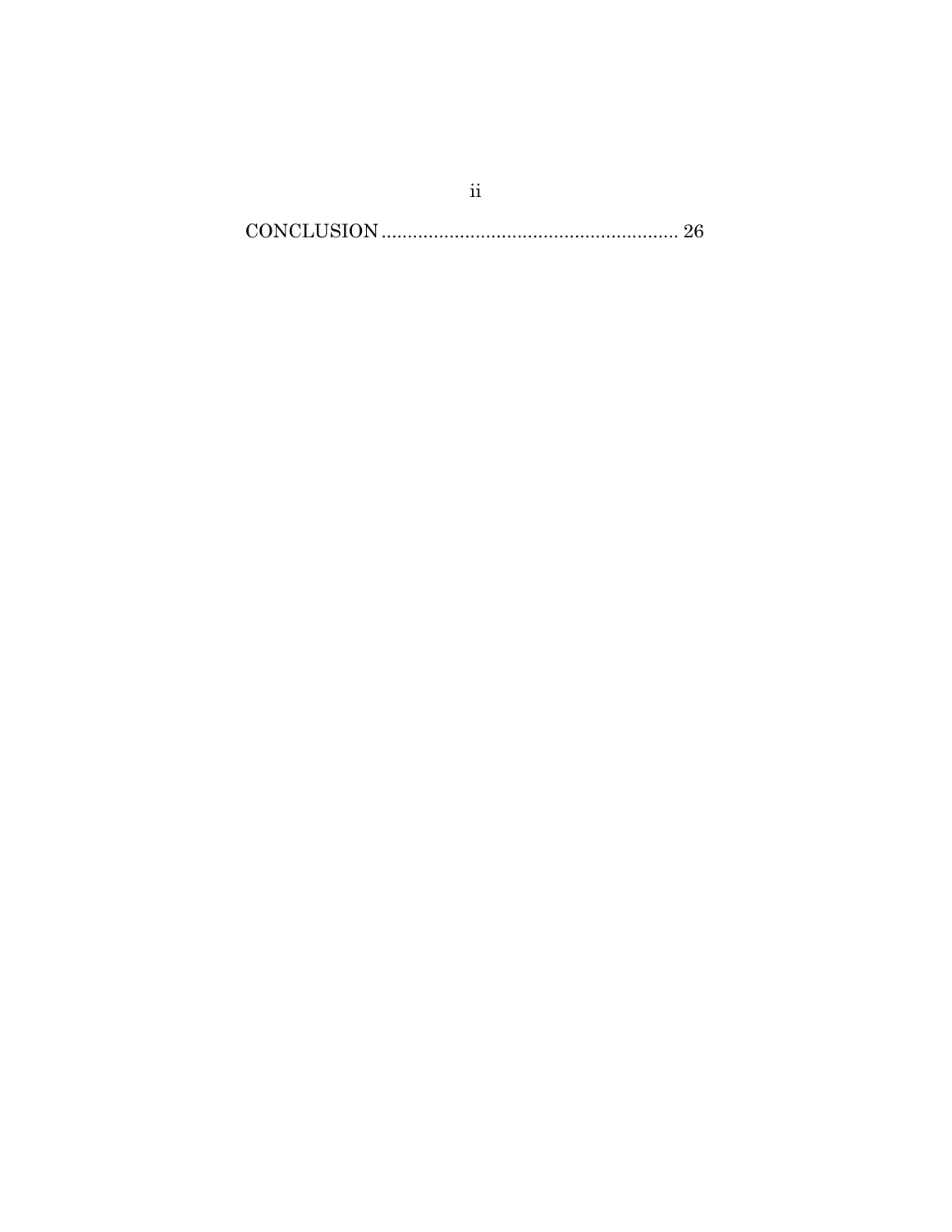CONCLUSION .......................................................... 26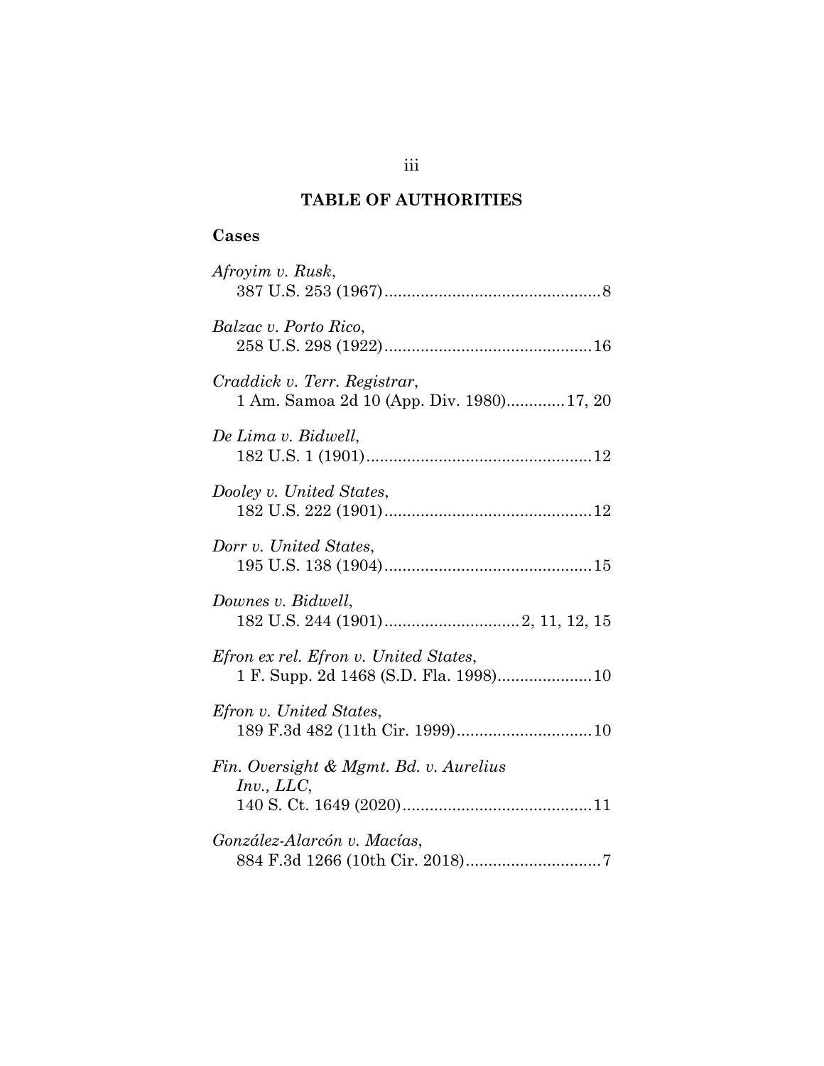## TABLE OF AUTHORITIES

### Cases

*Afroyim v. Rusk*,
387 U.S. 253 (1967)................................................8

*Balzac v. Porto Rico*,
258 U.S. 298 (1922)..............................................16

*Craddick v. Terr. Registrar*,
1 Am. Samoa 2d 10 (App. Div. 1980).............17, 20

*De Lima v. Bidwell*,
182 U.S. 1 (1901)..................................................12

*Dooley v. United States*,
182 U.S. 222 (1901)..............................................12

*Dorr v. United States*,
195 U.S. 138 (1904)..............................................15

*Downes v. Bidwell*,
182 U.S. 244 (1901).............................2, 11, 12, 15

*Efron ex rel. Efron v. United States*,
1 F. Supp. 2d 1468 (S.D. Fla. 1998).....................10

*Efron v. United States*,
189 F.3d 482 (11th Cir. 1999)..............................10

*Fin. Oversight & Mgmt. Bd. v. Aurelius Inv., LLC*,
140 S. Ct. 1649 (2020)..........................................11

*González-Alarcón v. Macías*,
884 F.3d 1266 (10th Cir. 2018)..............................7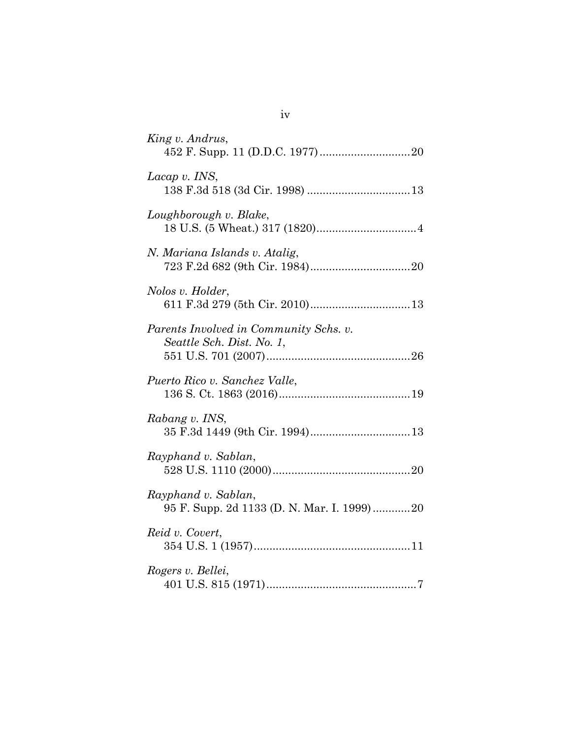*King v. Andrus*,
452 F. Supp. 11 (D.D.C. 1977)............................20

*Lacap v. INS*,
138 F.3d 518 (3d Cir. 1998) ................................13

*Loughborough v. Blake*,
18 U.S. (5 Wheat.) 317 (1820)................................4

*N. Mariana Islands v. Atalig*,
723 F.2d 682 (9th Cir. 1984)................................20

*Nolos v. Holder*,
611 F.3d 279 (5th Cir. 2010)................................13

*Parents Involved in Community Schs. v. Seattle Sch. Dist. No. 1*,
551 U.S. 701 (2007)..............................................26

*Puerto Rico v. Sanchez Valle*,
136 S. Ct. 1863 (2016)..........................................19

*Rabang v. INS*,
35 F.3d 1449 (9th Cir. 1994)................................13

*Rayphand v. Sablan*,
528 U.S. 1110 (2000)............................................20

*Rayphand v. Sablan*,
95 F. Supp. 2d 1133 (D. N. Mar. I. 1999)............20

*Reid v. Covert*,
354 U.S. 1 (1957)..................................................11

*Rogers v. Bellei*,
401 U.S. 815 (1971)................................................7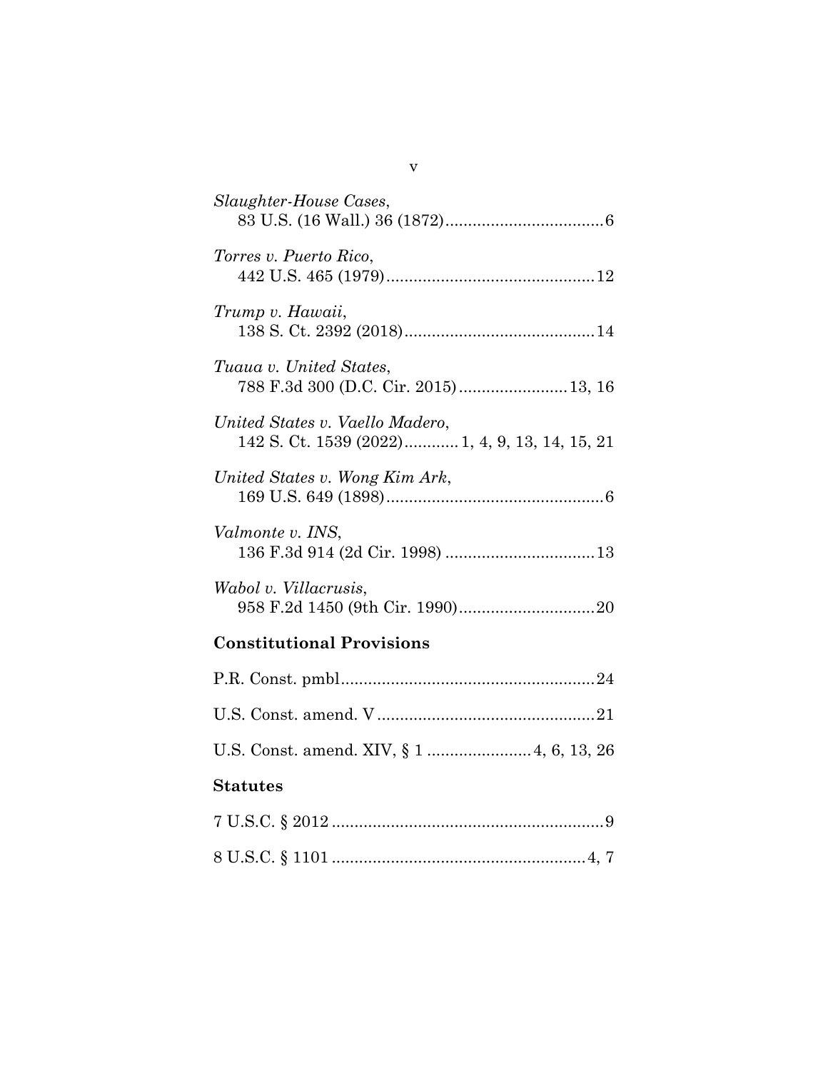*Slaughter-House Cases*,
83 U.S. (16 Wall.) 36 (1872)....................................6

*Torres v. Puerto Rico*,
442 U.S. 465 (1979)..............................................12

*Trump v. Hawaii*,
138 S. Ct. 2392 (2018)..........................................14

*Tuaua v. United States*,
788 F.3d 300 (D.C. Cir. 2015)........................13, 16

*United States v. Vaello Madero*,
142 S. Ct. 1539 (2022)............1, 4, 9, 13, 14, 15, 21

*United States v. Wong Kim Ark*,
169 U.S. 649 (1898)................................................6

*Valmonte v. INS*,
136 F.3d 914 (2d Cir. 1998) .................................13

*Wabol v. Villacrusis*,
958 F.2d 1450 (9th Cir. 1990)..............................20

**Constitutional Provisions**

P.R. Const. pmbl........................................................24

U.S. Const. amend. V ................................................21

U.S. Const. amend. XIV, § 1 .......................4, 6, 13, 26

**Statutes**

7 U.S.C. § 2012 ............................................................9

8 U.S.C. § 1101 ........................................................4, 7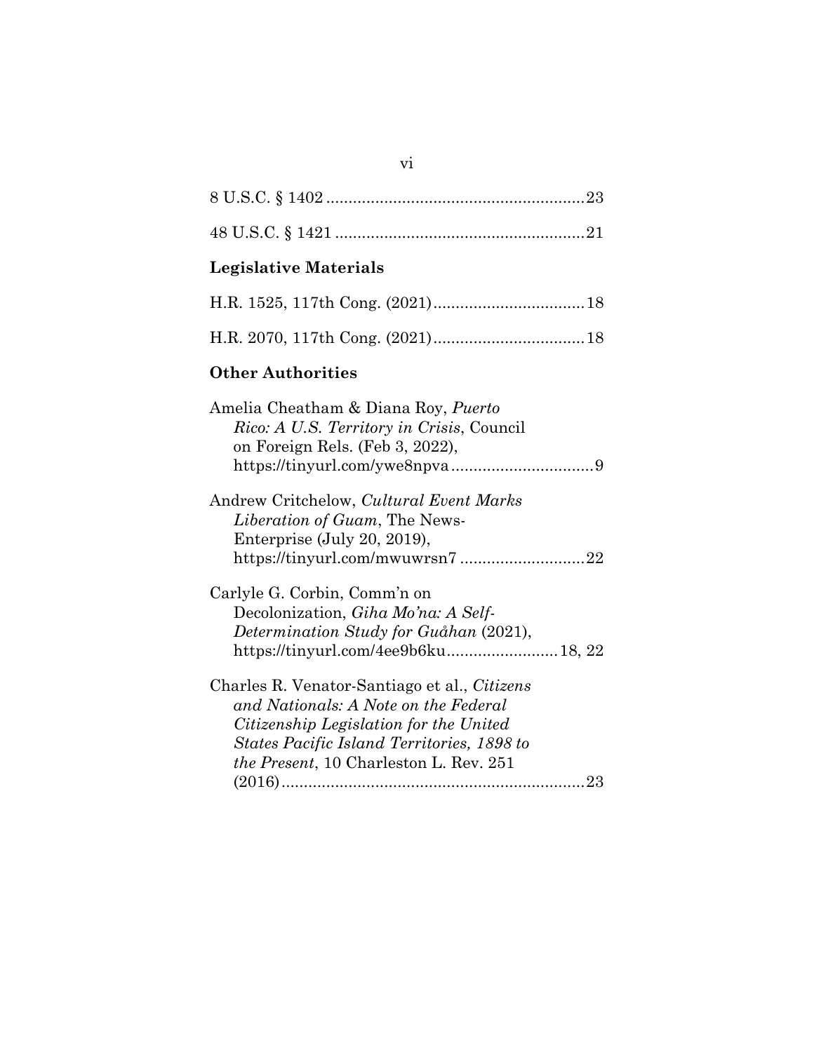8 U.S.C. § 1402 .......................................................... 23

48 U.S.C. § 1421 ........................................................ 21

**Legislative Materials**

H.R. 1525, 117th Cong. (2021).................................. 18

H.R. 2070, 117th Cong. (2021).................................. 18

**Other Authorities**

Amelia Cheatham & Diana Roy, *Puerto Rico: A U.S. Territory in Crisis*, Council on Foreign Rels. (Feb 3, 2022), https://tinyurl.com/ywe8npva ................................ 9

Andrew Critchelow, *Cultural Event Marks Liberation of Guam*, The News-Enterprise (July 20, 2019), https://tinyurl.com/mwuwrsn7 ............................ 22

Carlyle G. Corbin, Comm'n on Decolonization, *Giha Mo'na: A Self-Determination Study for Guåhan* (2021), https://tinyurl.com/4ee9b6ku......................... 18, 22

Charles R. Venator-Santiago et al., *Citizens and Nationals: A Note on the Federal Citizenship Legislation for the United States Pacific Island Territories, 1898 to the Present*, 10 Charleston L. Rev. 251 (2016).................................................................... 23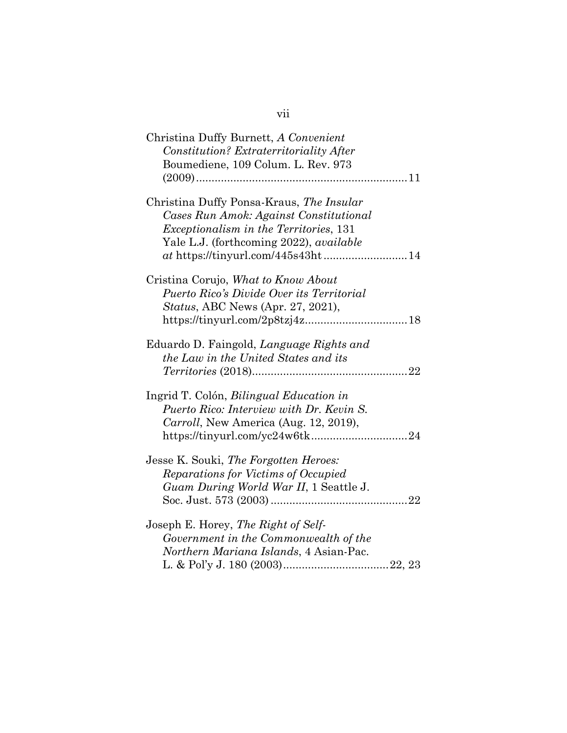Christina Duffy Burnett, *A Convenient Constitution? Extraterritoriality After* Boumediene, 109 Colum. L. Rev. 973 (2009)....................................................................11

Christina Duffy Ponsa-Kraus, *The Insular Cases Run Amok: Against Constitutional Exceptionalism in the Territories*, 131 Yale L.J. (forthcoming 2022), *available at* https://tinyurl.com/445s43ht ..........................14

Cristina Corujo, *What to Know About Puerto Rico's Divide Over its Territorial Status*, ABC News (Apr. 27, 2021), https://tinyurl.com/2p8tzj4z.................................18

Eduardo D. Faingold, *Language Rights and the Law in the United States and its Territories* (2018).................................................22

Ingrid T. Colón, *Bilingual Education in Puerto Rico: Interview with Dr. Kevin S. Carroll*, New America (Aug. 12, 2019), https://tinyurl.com/yc24w6tk...............................24

Jesse K. Souki, *The Forgotten Heroes: Reparations for Victims of Occupied Guam During World War II*, 1 Seattle J. Soc. Just. 573 (2003) ............................................22

Joseph E. Horey, *The Right of Self-Government in the Commonwealth of the Northern Mariana Islands*, 4 Asian-Pac. L. & Pol'y J. 180 (2003)..................................22, 23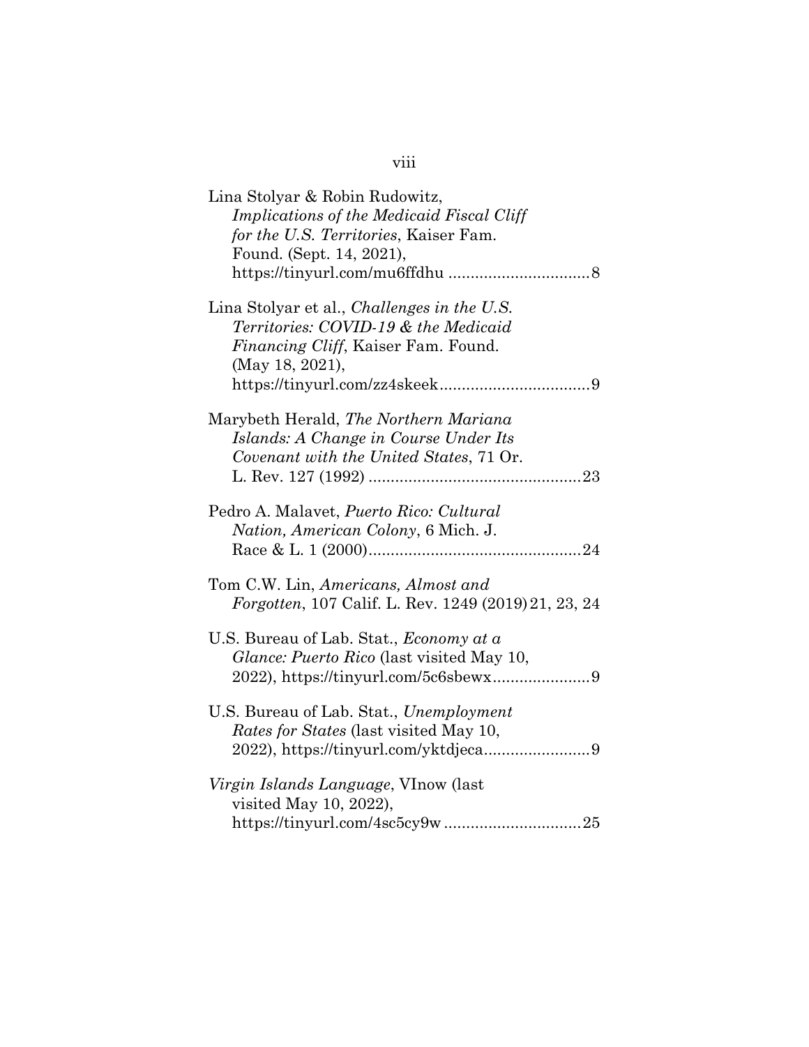Lina Stolyar & Robin Rudowitz, *Implications of the Medicaid Fiscal Cliff for the U.S. Territories*, Kaiser Fam. Found. (Sept. 14, 2021), https://tinyurl.com/mu6ffdhu ................................ 8

Lina Stolyar et al., *Challenges in the U.S. Territories: COVID-19 & the Medicaid Financing Cliff*, Kaiser Fam. Found. (May 18, 2021), https://tinyurl.com/zz4skeek.................................. 9

Marybeth Herald, *The Northern Mariana Islands: A Change in Course Under Its Covenant with the United States*, 71 Or. L. Rev. 127 (1992) ................................................ 23

Pedro A. Malavet, *Puerto Rico: Cultural Nation, American Colony*, 6 Mich. J. Race & L. 1 (2000)................................................ 24

Tom C.W. Lin, *Americans, Almost and Forgotten*, 107 Calif. L. Rev. 1249 (2019) 21, 23, 24

U.S. Bureau of Lab. Stat., *Economy at a Glance: Puerto Rico* (last visited May 10, 2022), https://tinyurl.com/5c6sbewx...................... 9

U.S. Bureau of Lab. Stat., *Unemployment Rates for States* (last visited May 10, 2022), https://tinyurl.com/yktdjeca........................ 9

*Virgin Islands Language*, VInow (last visited May 10, 2022), https://tinyurl.com/4sc5cy9w ............................... 25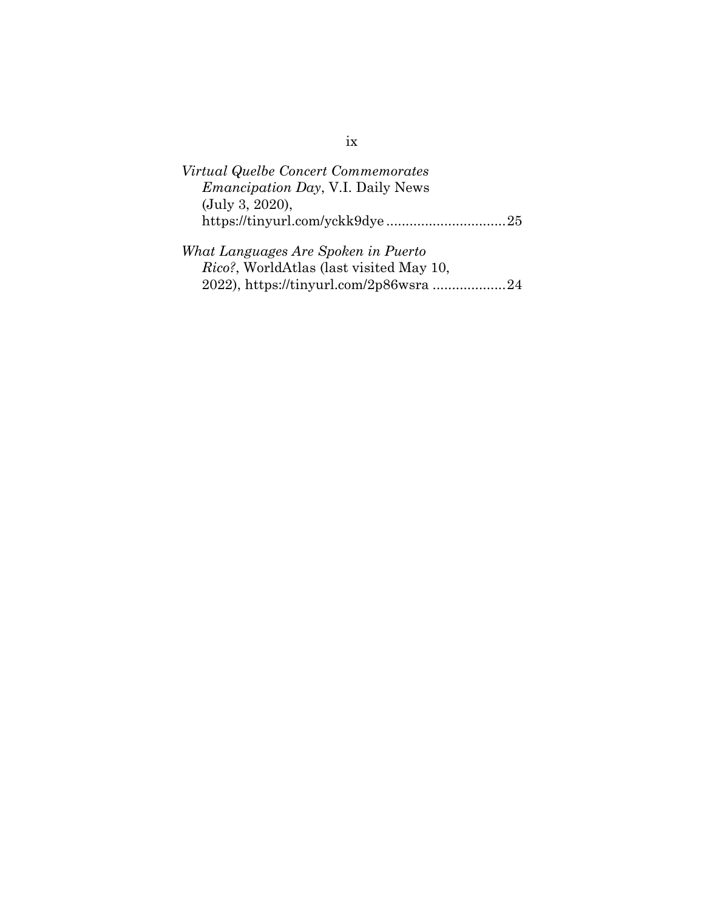*Virtual Quelbe Concert Commemorates Emancipation Day*, V.I. Daily News (July 3, 2020), https://tinyurl.com/yckk9dye ..............................25

*What Languages Are Spoken in Puerto Rico?*, WorldAtlas (last visited May 10, 2022), https://tinyurl.com/2p86wsra ..................24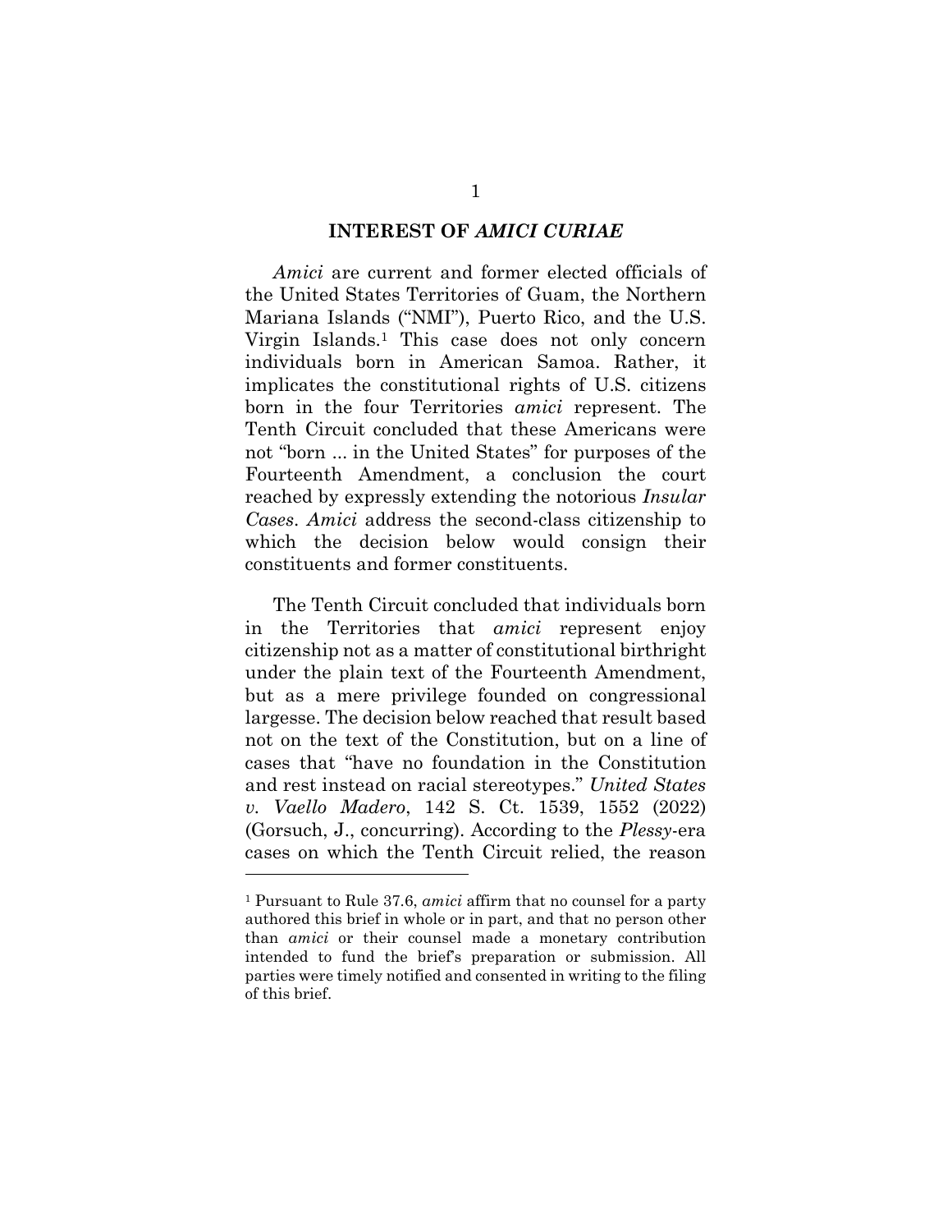## INTEREST OF *AMICI CURIAE*

*Amici* are current and former elected officials of the United States Territories of Guam, the Northern Mariana Islands ("NMI"), Puerto Rico, and the U.S. Virgin Islands.[1] This case does not only concern individuals born in American Samoa. Rather, it implicates the constitutional rights of U.S. citizens born in the four Territories *amici* represent. The Tenth Circuit concluded that these Americans were not "born ... in the United States" for purposes of the Fourteenth Amendment, a conclusion the court reached by expressly extending the notorious *Insular Cases*. *Amici* address the second-class citizenship to which the decision below would consign their constituents and former constituents.

The Tenth Circuit concluded that individuals born in the Territories that *amici* represent enjoy citizenship not as a matter of constitutional birthright under the plain text of the Fourteenth Amendment, but as a mere privilege founded on congressional largesse. The decision below reached that result based not on the text of the Constitution, but on a line of cases that "have no foundation in the Constitution and rest instead on racial stereotypes." *United States v. Vaello Madero*, 142 S. Ct. 1539, 1552 (2022) (Gorsuch, J., concurring). According to the *Plessy*-era cases on which the Tenth Circuit relied, the reason

---

[1] Pursuant to Rule 37.6, *amici* affirm that no counsel for a party authored this brief in whole or in part, and that no person other than *amici* or their counsel made a monetary contribution intended to fund the brief's preparation or submission. All parties were timely notified and consented in writing to the filing of this brief.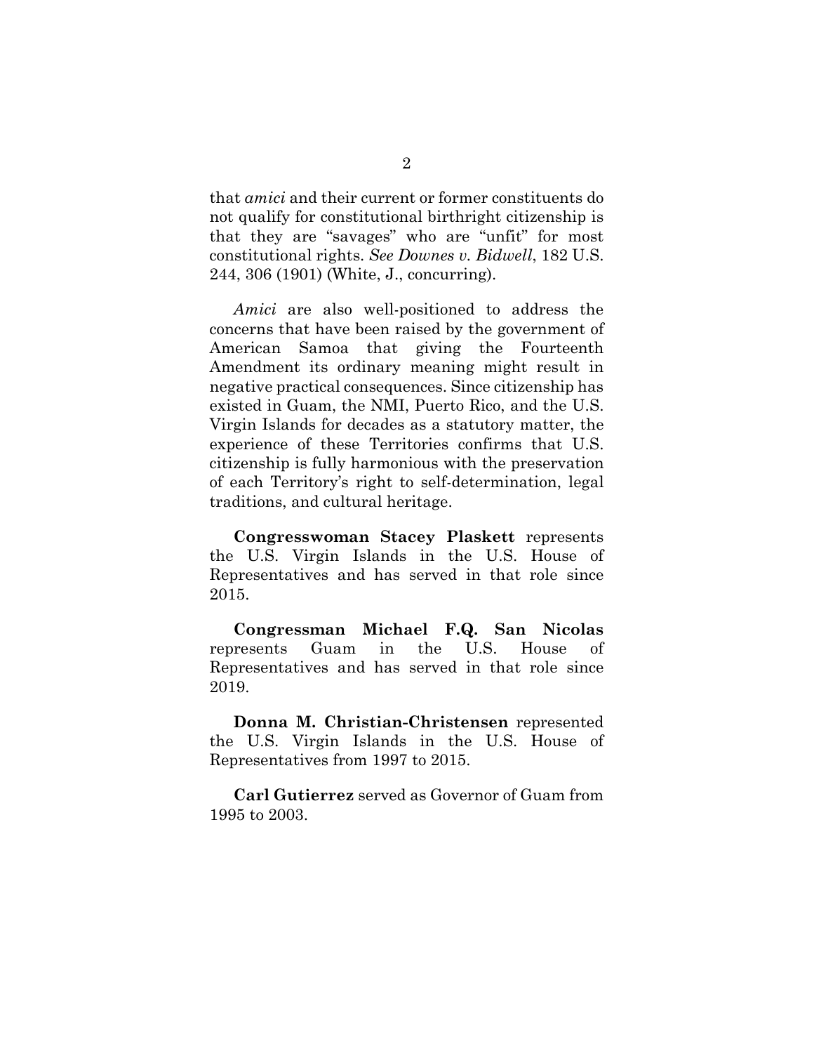that *amici* and their current or former constituents do not qualify for constitutional birthright citizenship is that they are "savages" who are "unfit" for most constitutional rights. *See Downes v. Bidwell*, 182 U.S. 244, 306 (1901) (White, J., concurring).

*Amici* are also well-positioned to address the concerns that have been raised by the government of American Samoa that giving the Fourteenth Amendment its ordinary meaning might result in negative practical consequences. Since citizenship has existed in Guam, the NMI, Puerto Rico, and the U.S. Virgin Islands for decades as a statutory matter, the experience of these Territories confirms that U.S. citizenship is fully harmonious with the preservation of each Territory's right to self-determination, legal traditions, and cultural heritage.

**Congresswoman Stacey Plaskett** represents the U.S. Virgin Islands in the U.S. House of Representatives and has served in that role since 2015.

**Congressman Michael F.Q. San Nicolas** represents Guam in the U.S. House of Representatives and has served in that role since 2019.

**Donna M. Christian-Christensen** represented the U.S. Virgin Islands in the U.S. House of Representatives from 1997 to 2015.

**Carl Gutierrez** served as Governor of Guam from 1995 to 2003.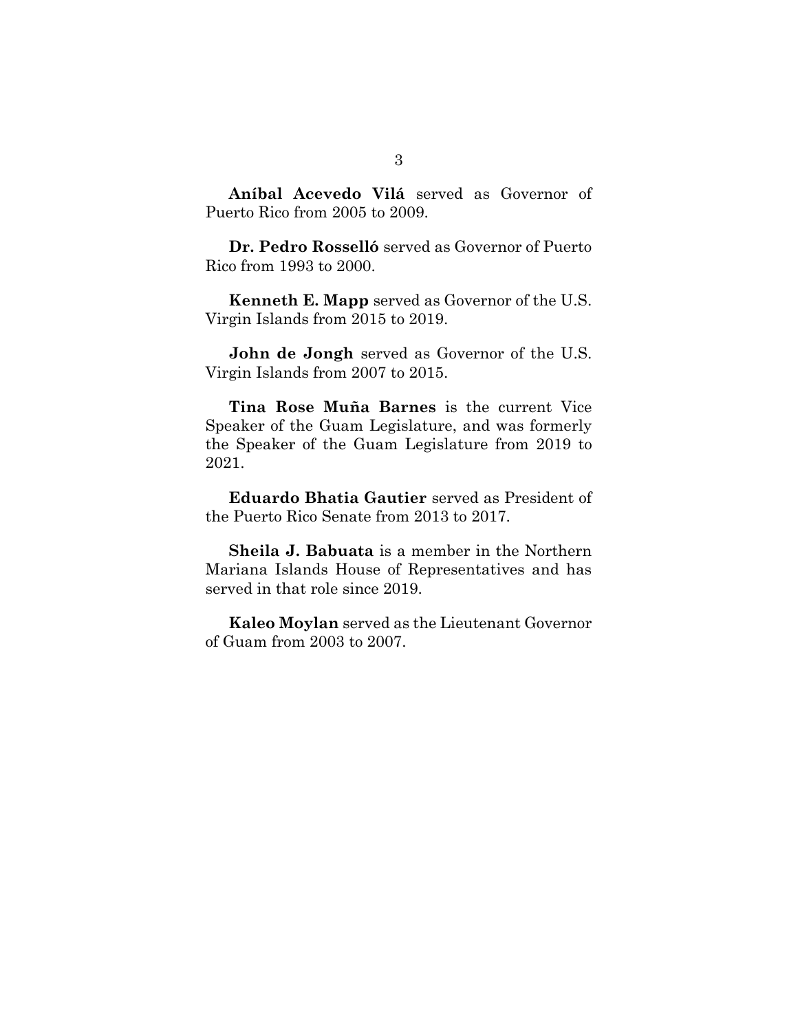**Aníbal Acevedo Vilá** served as Governor of Puerto Rico from 2005 to 2009.

**Dr. Pedro Rosselló** served as Governor of Puerto Rico from 1993 to 2000.

**Kenneth E. Mapp** served as Governor of the U.S. Virgin Islands from 2015 to 2019.

**John de Jongh** served as Governor of the U.S. Virgin Islands from 2007 to 2015.

**Tina Rose Muña Barnes** is the current Vice Speaker of the Guam Legislature, and was formerly the Speaker of the Guam Legislature from 2019 to 2021.

**Eduardo Bhatia Gautier** served as President of the Puerto Rico Senate from 2013 to 2017.

**Sheila J. Babuata** is a member in the Northern Mariana Islands House of Representatives and has served in that role since 2019.

**Kaleo Moylan** served as the Lieutenant Governor of Guam from 2003 to 2007.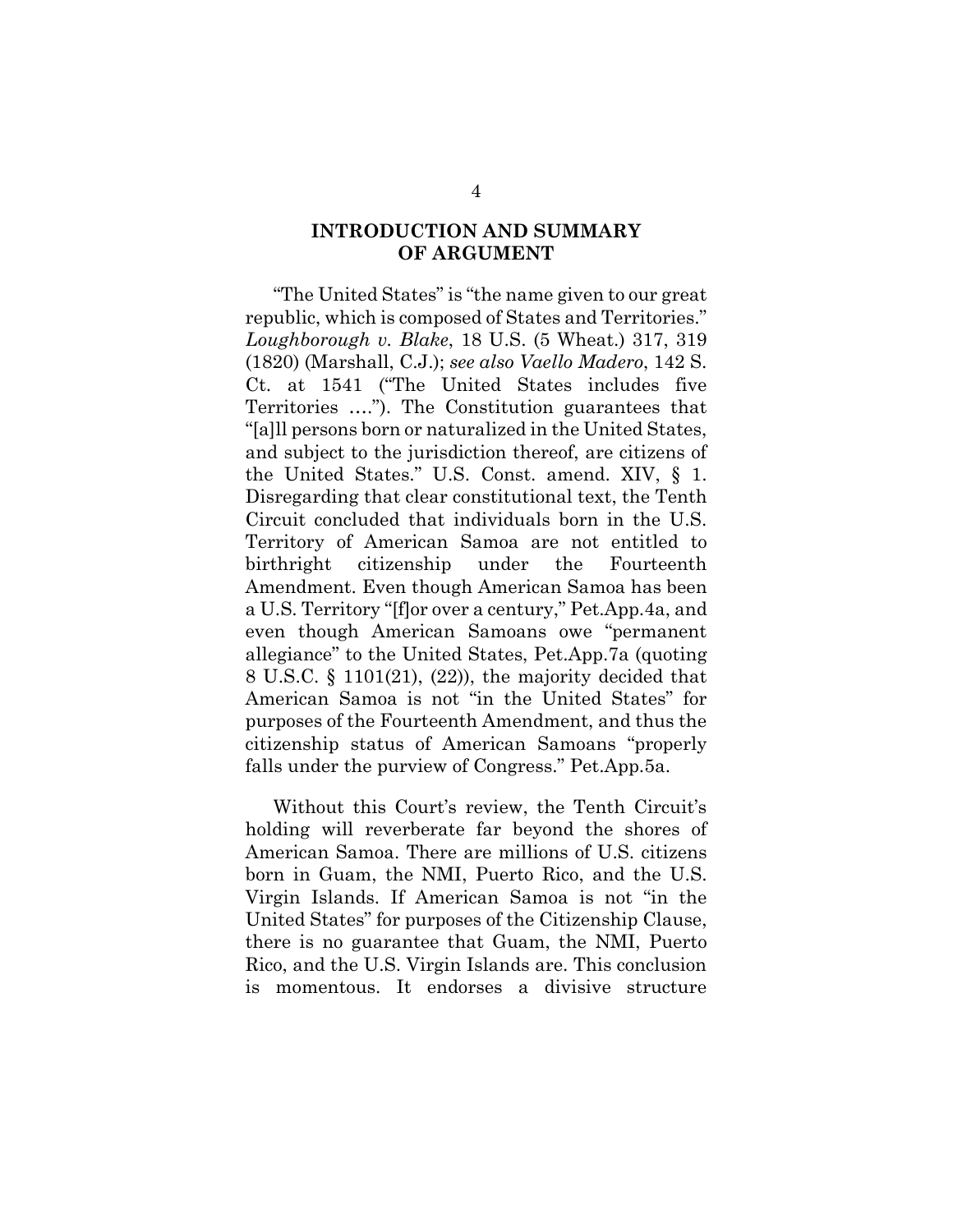## INTRODUCTION AND SUMMARY OF ARGUMENT

"The United States" is "the name given to our great republic, which is composed of States and Territories." *Loughborough v. Blake*, 18 U.S. (5 Wheat.) 317, 319 (1820) (Marshall, C.J.); *see also Vaello Madero*, 142 S. Ct. at 1541 ("The United States includes five Territories …."). The Constitution guarantees that "[a]ll persons born or naturalized in the United States, and subject to the jurisdiction thereof, are citizens of the United States." U.S. Const. amend. XIV, § 1. Disregarding that clear constitutional text, the Tenth Circuit concluded that individuals born in the U.S. Territory of American Samoa are not entitled to birthright citizenship under the Fourteenth Amendment. Even though American Samoa has been a U.S. Territory "[f]or over a century," Pet.App.4a, and even though American Samoans owe "permanent allegiance" to the United States, Pet.App.7a (quoting 8 U.S.C. § 1101(21), (22)), the majority decided that American Samoa is not "in the United States" for purposes of the Fourteenth Amendment, and thus the citizenship status of American Samoans "properly falls under the purview of Congress." Pet.App.5a.

Without this Court's review, the Tenth Circuit's holding will reverberate far beyond the shores of American Samoa. There are millions of U.S. citizens born in Guam, the NMI, Puerto Rico, and the U.S. Virgin Islands. If American Samoa is not "in the United States" for purposes of the Citizenship Clause, there is no guarantee that Guam, the NMI, Puerto Rico, and the U.S. Virgin Islands are. This conclusion is momentous. It endorses a divisive structure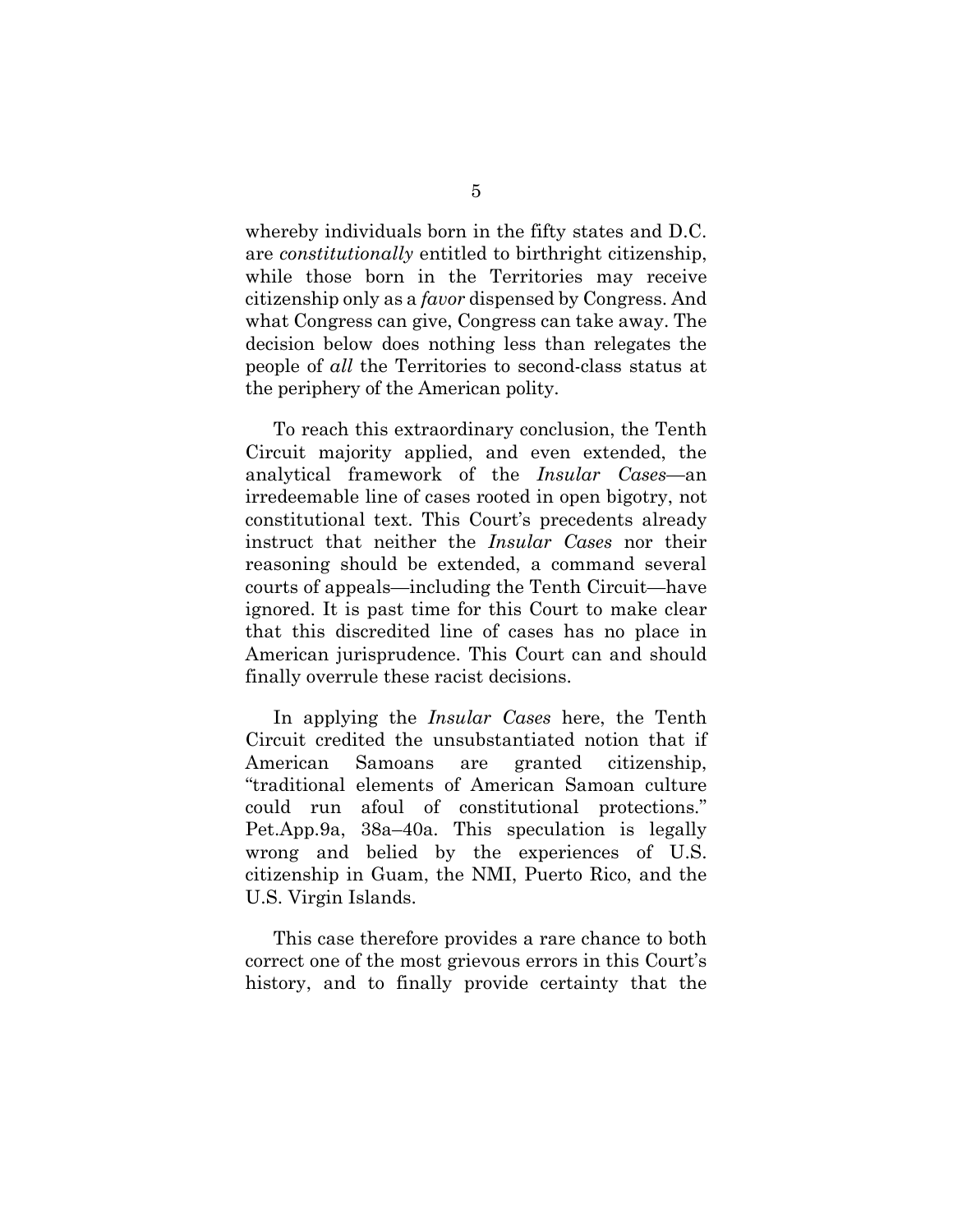whereby individuals born in the fifty states and D.C. are *constitutionally* entitled to birthright citizenship, while those born in the Territories may receive citizenship only as a *favor* dispensed by Congress. And what Congress can give, Congress can take away. The decision below does nothing less than relegates the people of *all* the Territories to second-class status at the periphery of the American polity.

To reach this extraordinary conclusion, the Tenth Circuit majority applied, and even extended, the analytical framework of the *Insular Cases*—an irredeemable line of cases rooted in open bigotry, not constitutional text. This Court's precedents already instruct that neither the *Insular Cases* nor their reasoning should be extended, a command several courts of appeals—including the Tenth Circuit—have ignored. It is past time for this Court to make clear that this discredited line of cases has no place in American jurisprudence. This Court can and should finally overrule these racist decisions.

In applying the *Insular Cases* here, the Tenth Circuit credited the unsubstantiated notion that if American Samoans are granted citizenship, "traditional elements of American Samoan culture could run afoul of constitutional protections." Pet.App.9a, 38a–40a. This speculation is legally wrong and belied by the experiences of U.S. citizenship in Guam, the NMI, Puerto Rico, and the U.S. Virgin Islands.

This case therefore provides a rare chance to both correct one of the most grievous errors in this Court's history, and to finally provide certainty that the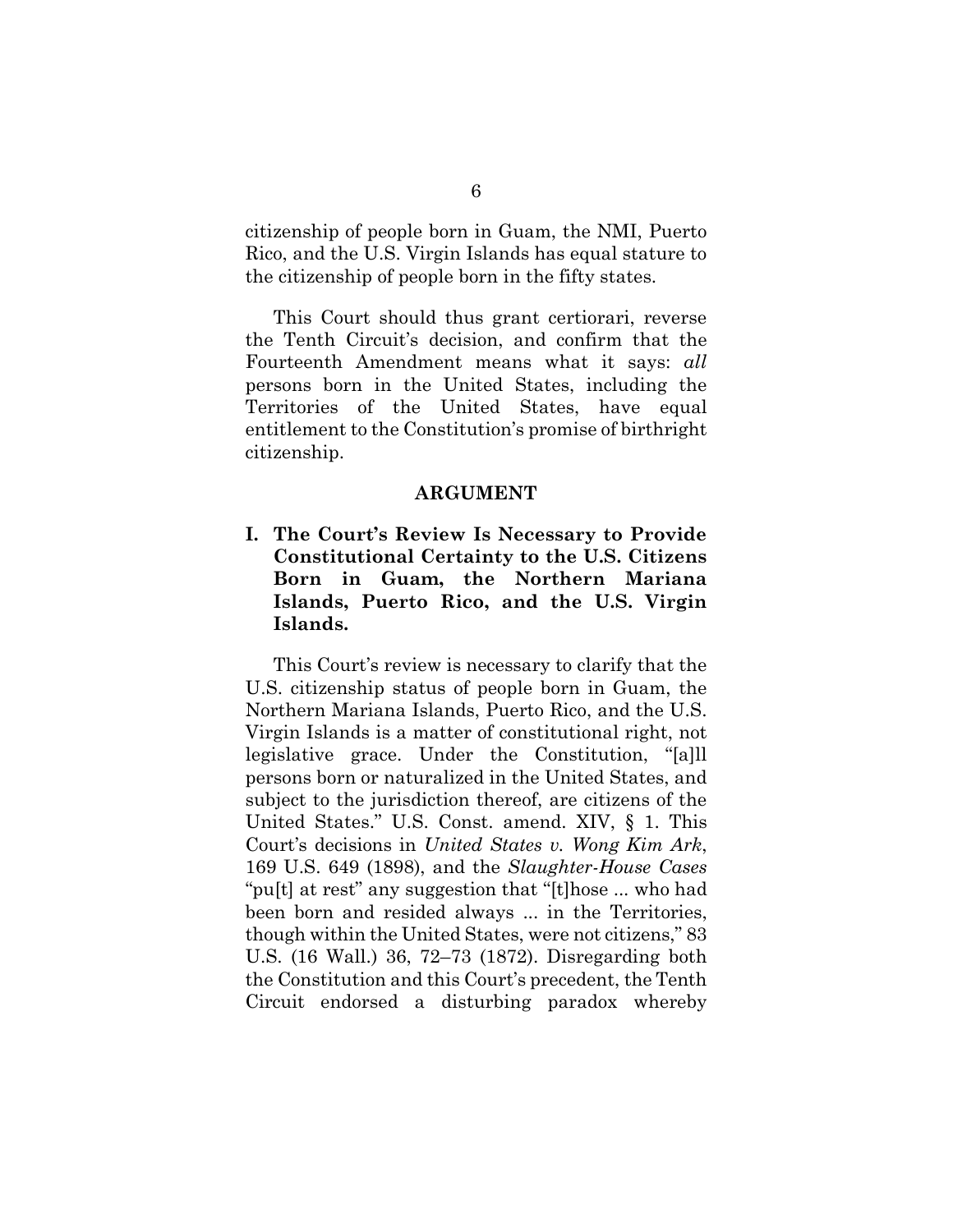citizenship of people born in Guam, the NMI, Puerto Rico, and the U.S. Virgin Islands has equal stature to the citizenship of people born in the fifty states.

This Court should thus grant certiorari, reverse the Tenth Circuit's decision, and confirm that the Fourteenth Amendment means what it says: *all* persons born in the United States, including the Territories of the United States, have equal entitlement to the Constitution's promise of birthright citizenship.

## ARGUMENT

### I. The Court's Review Is Necessary to Provide Constitutional Certainty to the U.S. Citizens Born in Guam, the Northern Mariana Islands, Puerto Rico, and the U.S. Virgin Islands.

This Court's review is necessary to clarify that the U.S. citizenship status of people born in Guam, the Northern Mariana Islands, Puerto Rico, and the U.S. Virgin Islands is a matter of constitutional right, not legislative grace. Under the Constitution, "[a]ll persons born or naturalized in the United States, and subject to the jurisdiction thereof, are citizens of the United States." U.S. Const. amend. XIV, § 1. This Court's decisions in *United States v. Wong Kim Ark*, 169 U.S. 649 (1898), and the *Slaughter-House Cases* "pu[t] at rest" any suggestion that "[t]hose ... who had been born and resided always ... in the Territories, though within the United States, were not citizens," 83 U.S. (16 Wall.) 36, 72–73 (1872). Disregarding both the Constitution and this Court's precedent, the Tenth Circuit endorsed a disturbing paradox whereby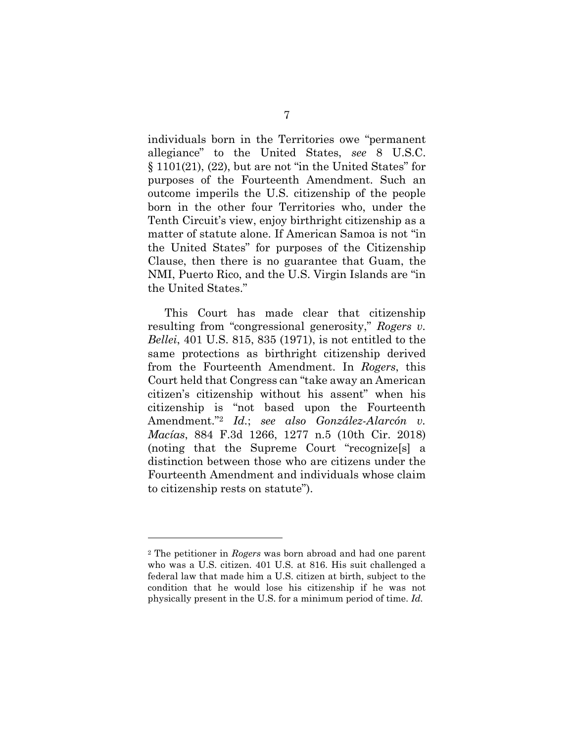individuals born in the Territories owe "permanent allegiance" to the United States, *see* 8 U.S.C. § 1101(21), (22), but are not "in the United States" for purposes of the Fourteenth Amendment. Such an outcome imperils the U.S. citizenship of the people born in the other four Territories who, under the Tenth Circuit's view, enjoy birthright citizenship as a matter of statute alone. If American Samoa is not "in the United States" for purposes of the Citizenship Clause, then there is no guarantee that Guam, the NMI, Puerto Rico, and the U.S. Virgin Islands are "in the United States."

This Court has made clear that citizenship resulting from "congressional generosity," *Rogers v. Bellei*, 401 U.S. 815, 835 (1971), is not entitled to the same protections as birthright citizenship derived from the Fourteenth Amendment. In *Rogers*, this Court held that Congress can "take away an American citizen's citizenship without his assent" when his citizenship is "not based upon the Fourteenth Amendment."[2] *Id.*; *see also González-Alarcón v. Macías*, 884 F.3d 1266, 1277 n.5 (10th Cir. 2018) (noting that the Supreme Court "recognize[s] a distinction between those who are citizens under the Fourteenth Amendment and individuals whose claim to citizenship rests on statute").

---

[2] The petitioner in *Rogers* was born abroad and had one parent who was a U.S. citizen. 401 U.S. at 816. His suit challenged a federal law that made him a U.S. citizen at birth, subject to the condition that he would lose his citizenship if he was not physically present in the U.S. for a minimum period of time. *Id.*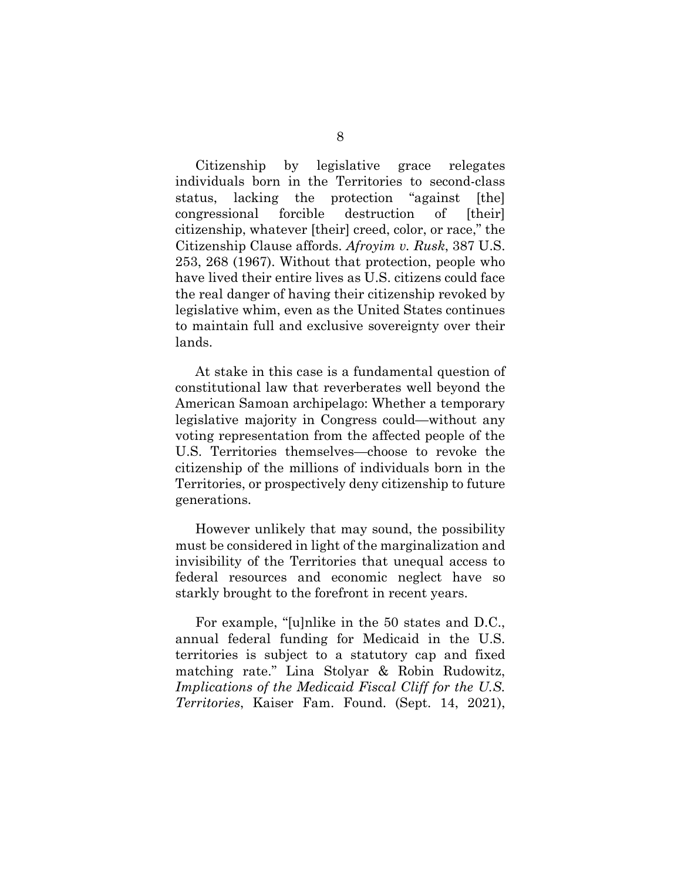Citizenship by legislative grace relegates individuals born in the Territories to second-class status, lacking the protection "against [the] congressional forcible destruction of [their] citizenship, whatever [their] creed, color, or race," the Citizenship Clause affords. *Afroyim v. Rusk*, 387 U.S. 253, 268 (1967). Without that protection, people who have lived their entire lives as U.S. citizens could face the real danger of having their citizenship revoked by legislative whim, even as the United States continues to maintain full and exclusive sovereignty over their lands.

At stake in this case is a fundamental question of constitutional law that reverberates well beyond the American Samoan archipelago: Whether a temporary legislative majority in Congress could—without any voting representation from the affected people of the U.S. Territories themselves—choose to revoke the citizenship of the millions of individuals born in the Territories, or prospectively deny citizenship to future generations.

However unlikely that may sound, the possibility must be considered in light of the marginalization and invisibility of the Territories that unequal access to federal resources and economic neglect have so starkly brought to the forefront in recent years.

For example, "[u]nlike in the 50 states and D.C., annual federal funding for Medicaid in the U.S. territories is subject to a statutory cap and fixed matching rate." Lina Stolyar & Robin Rudowitz, *Implications of the Medicaid Fiscal Cliff for the U.S. Territories*, Kaiser Fam. Found. (Sept. 14, 2021),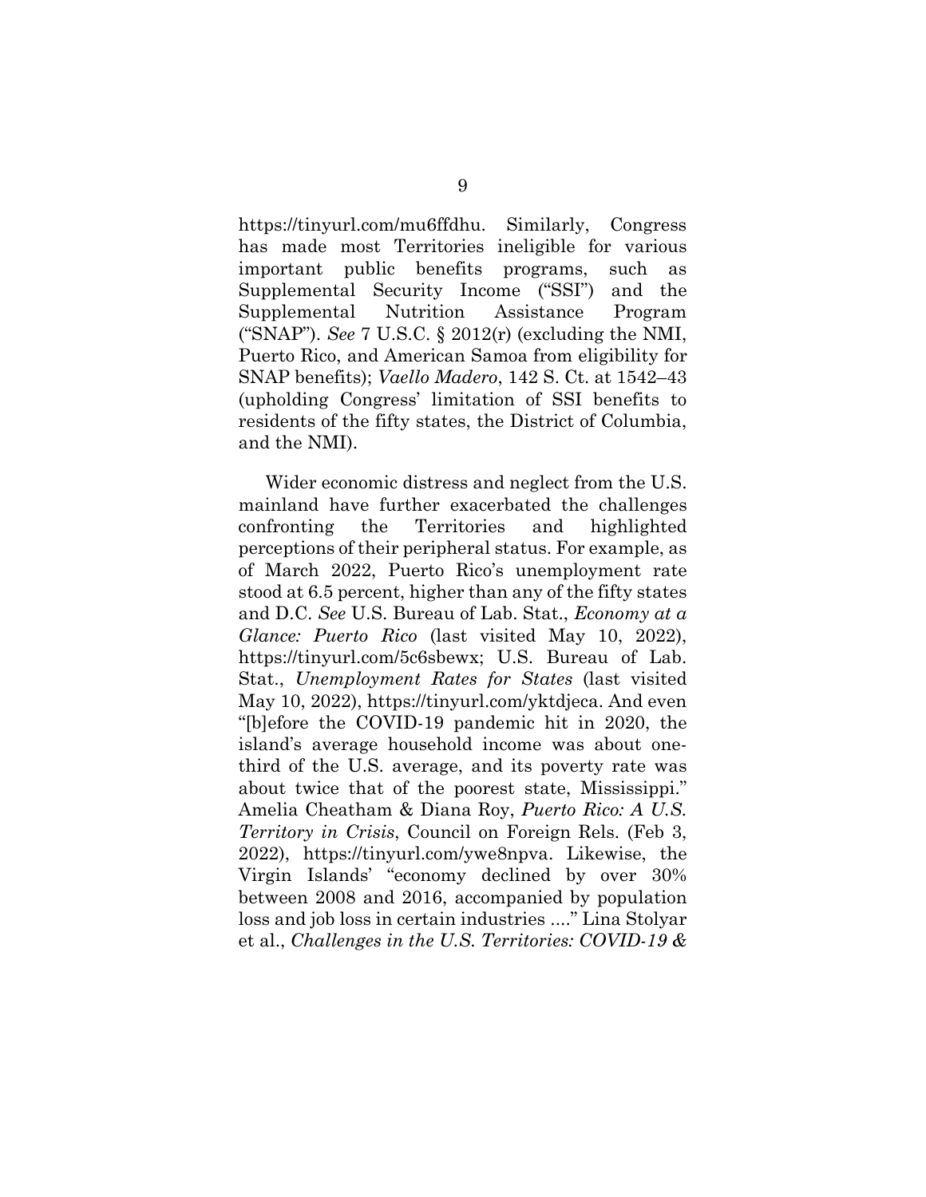https://tinyurl.com/mu6ffdhu. Similarly, Congress has made most Territories ineligible for various important public benefits programs, such as Supplemental Security Income ("SSI") and the Supplemental Nutrition Assistance Program ("SNAP"). *See* 7 U.S.C. § 2012(r) (excluding the NMI, Puerto Rico, and American Samoa from eligibility for SNAP benefits); *Vaello Madero*, 142 S. Ct. at 1542–43 (upholding Congress' limitation of SSI benefits to residents of the fifty states, the District of Columbia, and the NMI).

Wider economic distress and neglect from the U.S. mainland have further exacerbated the challenges confronting the Territories and highlighted perceptions of their peripheral status. For example, as of March 2022, Puerto Rico's unemployment rate stood at 6.5 percent, higher than any of the fifty states and D.C. *See* U.S. Bureau of Lab. Stat., *Economy at a Glance: Puerto Rico* (last visited May 10, 2022), https://tinyurl.com/5c6sbewx; U.S. Bureau of Lab. Stat., *Unemployment Rates for States* (last visited May 10, 2022), https://tinyurl.com/yktdjeca. And even "[b]efore the COVID-19 pandemic hit in 2020, the island's average household income was about one-third of the U.S. average, and its poverty rate was about twice that of the poorest state, Mississippi." Amelia Cheatham & Diana Roy, *Puerto Rico: A U.S. Territory in Crisis*, Council on Foreign Rels. (Feb 3, 2022), https://tinyurl.com/ywe8npva. Likewise, the Virgin Islands' "economy declined by over 30% between 2008 and 2016, accompanied by population loss and job loss in certain industries ...." Lina Stolyar et al., *Challenges in the U.S. Territories: COVID-19 &*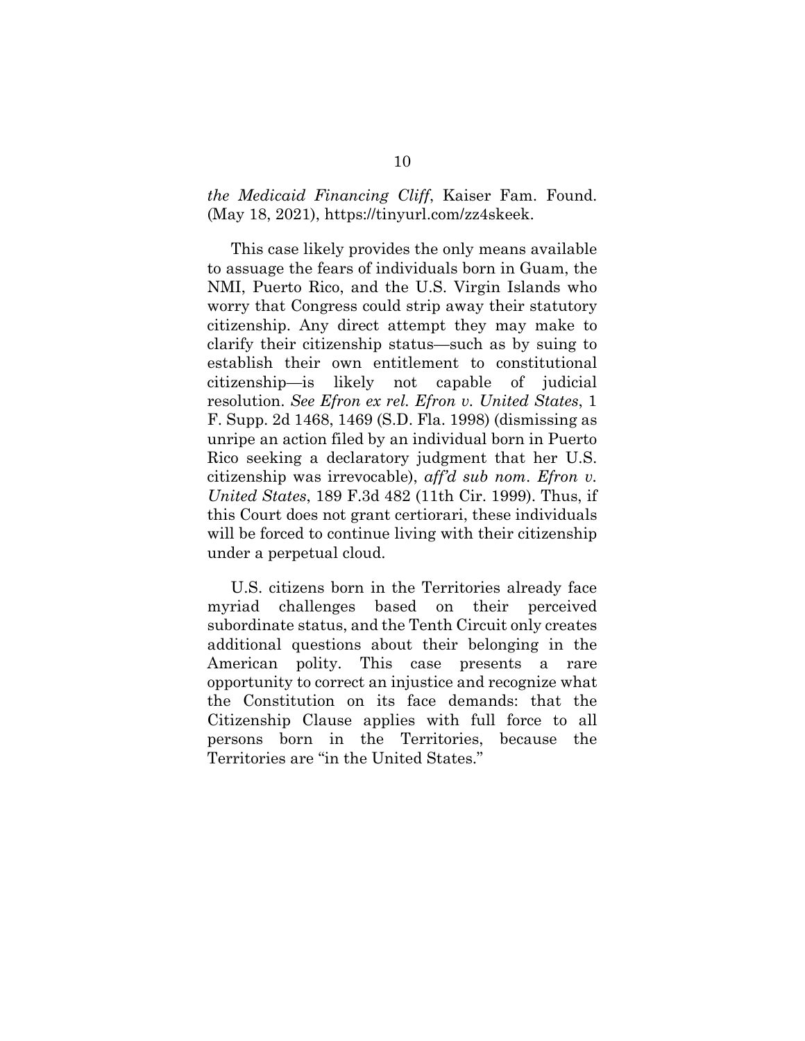*the Medicaid Financing Cliff*, Kaiser Fam. Found. (May 18, 2021), https://tinyurl.com/zz4skeek.

This case likely provides the only means available to assuage the fears of individuals born in Guam, the NMI, Puerto Rico, and the U.S. Virgin Islands who worry that Congress could strip away their statutory citizenship. Any direct attempt they may make to clarify their citizenship status—such as by suing to establish their own entitlement to constitutional citizenship—is likely not capable of judicial resolution. *See Efron ex rel. Efron v. United States*, 1 F. Supp. 2d 1468, 1469 (S.D. Fla. 1998) (dismissing as unripe an action filed by an individual born in Puerto Rico seeking a declaratory judgment that her U.S. citizenship was irrevocable), *aff'd sub nom*. *Efron v. United States*, 189 F.3d 482 (11th Cir. 1999). Thus, if this Court does not grant certiorari, these individuals will be forced to continue living with their citizenship under a perpetual cloud.

U.S. citizens born in the Territories already face myriad challenges based on their perceived subordinate status, and the Tenth Circuit only creates additional questions about their belonging in the American polity. This case presents a rare opportunity to correct an injustice and recognize what the Constitution on its face demands: that the Citizenship Clause applies with full force to all persons born in the Territories, because the Territories are "in the United States."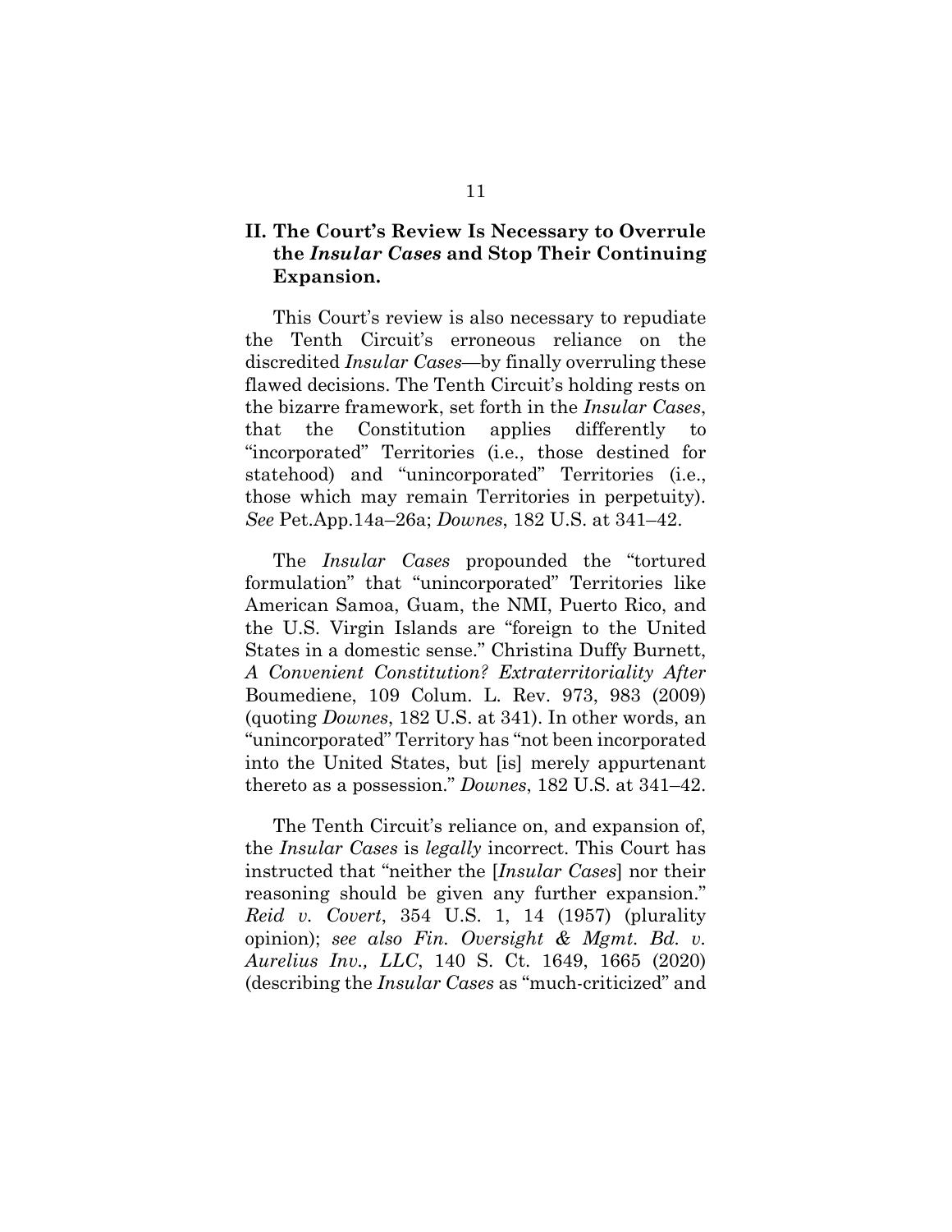## II. The Court's Review Is Necessary to Overrule the *Insular Cases* and Stop Their Continuing Expansion.

This Court's review is also necessary to repudiate the Tenth Circuit's erroneous reliance on the discredited *Insular Cases*—by finally overruling these flawed decisions. The Tenth Circuit's holding rests on the bizarre framework, set forth in the *Insular Cases*, that the Constitution applies differently to "incorporated" Territories (i.e., those destined for statehood) and "unincorporated" Territories (i.e., those which may remain Territories in perpetuity). *See* Pet.App.14a–26a; *Downes*, 182 U.S. at 341–42.

The *Insular Cases* propounded the "tortured formulation" that "unincorporated" Territories like American Samoa, Guam, the NMI, Puerto Rico, and the U.S. Virgin Islands are "foreign to the United States in a domestic sense." Christina Duffy Burnett, *A Convenient Constitution? Extraterritoriality After* Boumediene, 109 Colum. L. Rev. 973, 983 (2009) (quoting *Downes*, 182 U.S. at 341). In other words, an "unincorporated" Territory has "not been incorporated into the United States, but [is] merely appurtenant thereto as a possession." *Downes*, 182 U.S. at 341–42.

The Tenth Circuit's reliance on, and expansion of, the *Insular Cases* is *legally* incorrect. This Court has instructed that "neither the [*Insular Cases*] nor their reasoning should be given any further expansion." *Reid v. Covert*, 354 U.S. 1, 14 (1957) (plurality opinion); *see also Fin. Oversight & Mgmt. Bd. v. Aurelius Inv., LLC*, 140 S. Ct. 1649, 1665 (2020) (describing the *Insular Cases* as "much-criticized" and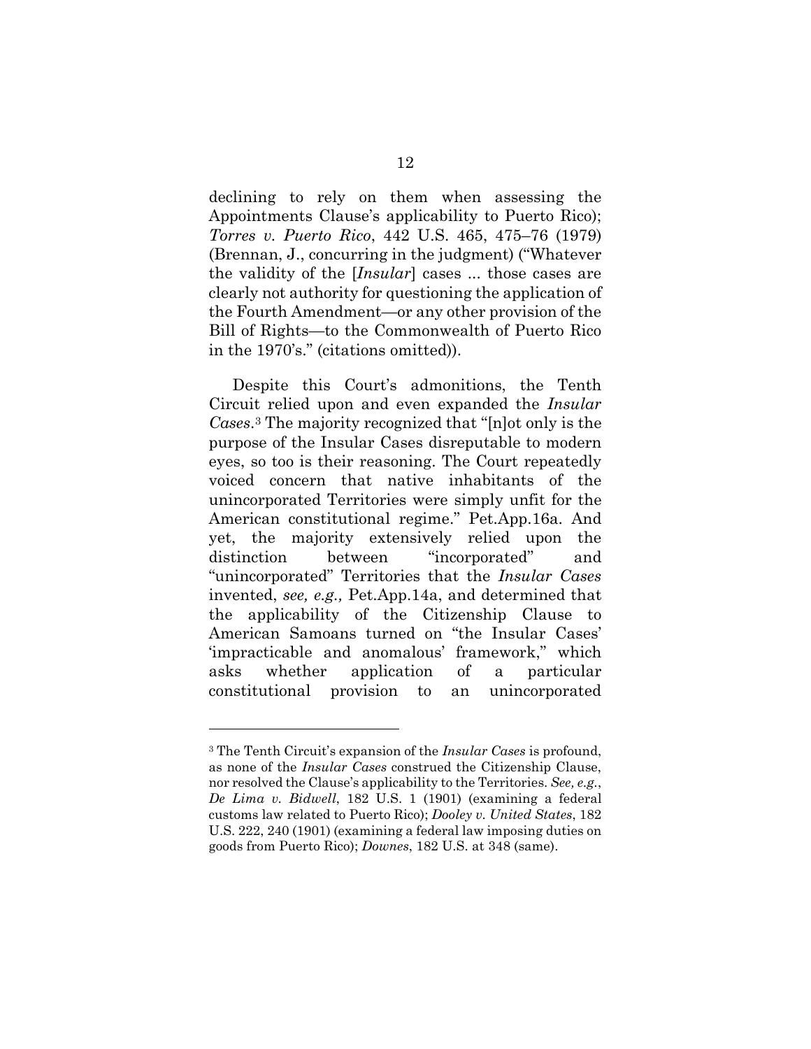declining to rely on them when assessing the Appointments Clause's applicability to Puerto Rico); *Torres v. Puerto Rico*, 442 U.S. 465, 475–76 (1979) (Brennan, J., concurring in the judgment) ("Whatever the validity of the [*Insular*] cases ... those cases are clearly not authority for questioning the application of the Fourth Amendment—or any other provision of the Bill of Rights—to the Commonwealth of Puerto Rico in the 1970's." (citations omitted)).

Despite this Court's admonitions, the Tenth Circuit relied upon and even expanded the *Insular Cases*.[3] The majority recognized that "[n]ot only is the purpose of the Insular Cases disreputable to modern eyes, so too is their reasoning. The Court repeatedly voiced concern that native inhabitants of the unincorporated Territories were simply unfit for the American constitutional regime." Pet.App.16a. And yet, the majority extensively relied upon the distinction between "incorporated" and "unincorporated" Territories that the *Insular Cases* invented, *see, e.g.,* Pet.App.14a, and determined that the applicability of the Citizenship Clause to American Samoans turned on "the Insular Cases' 'impracticable and anomalous' framework," which asks whether application of a particular constitutional provision to an unincorporated

---

[3] The Tenth Circuit's expansion of the *Insular Cases* is profound, as none of the *Insular Cases* construed the Citizenship Clause, nor resolved the Clause's applicability to the Territories. *See, e.g.*, *De Lima v. Bidwell*, 182 U.S. 1 (1901) (examining a federal customs law related to Puerto Rico); *Dooley v. United States*, 182 U.S. 222, 240 (1901) (examining a federal law imposing duties on goods from Puerto Rico); *Downes*, 182 U.S. at 348 (same).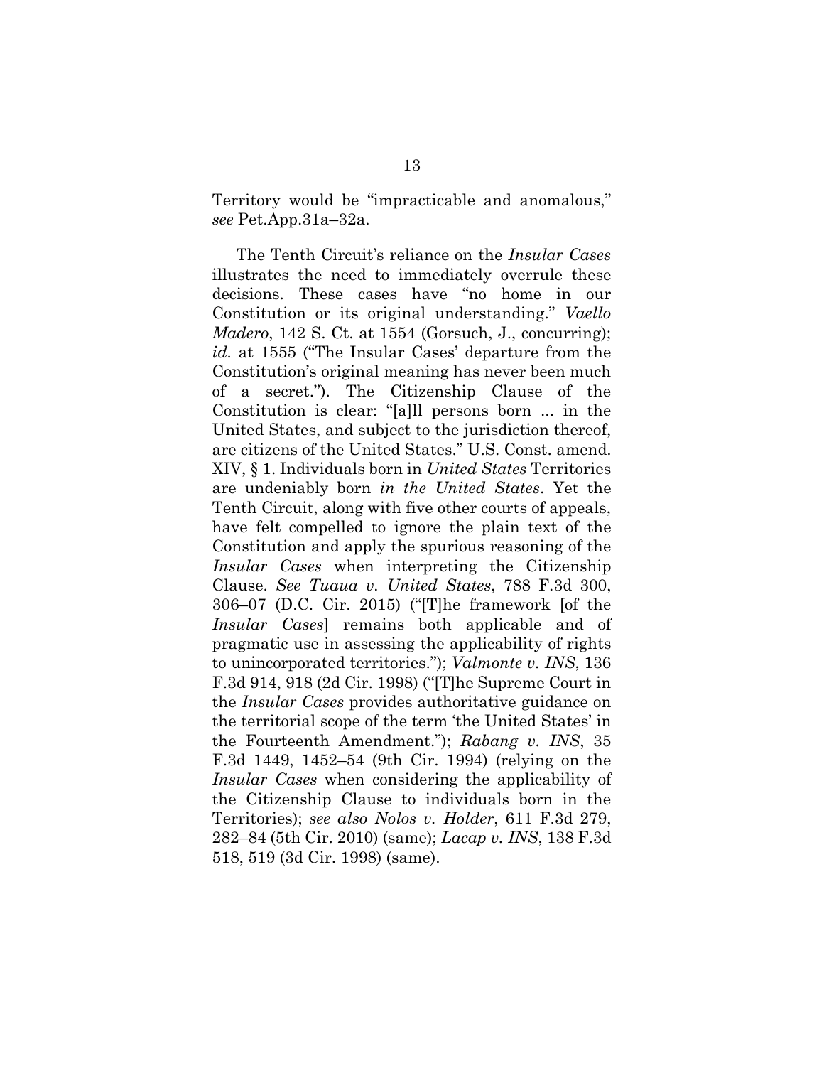Territory would be "impracticable and anomalous," *see* Pet.App.31a–32a.

The Tenth Circuit's reliance on the *Insular Cases* illustrates the need to immediately overrule these decisions. These cases have "no home in our Constitution or its original understanding." *Vaello Madero*, 142 S. Ct. at 1554 (Gorsuch, J., concurring); *id.* at 1555 ("The Insular Cases' departure from the Constitution's original meaning has never been much of a secret."). The Citizenship Clause of the Constitution is clear: "[a]ll persons born ... in the United States, and subject to the jurisdiction thereof, are citizens of the United States." U.S. Const. amend. XIV, § 1. Individuals born in *United States* Territories are undeniably born *in the United States*. Yet the Tenth Circuit, along with five other courts of appeals, have felt compelled to ignore the plain text of the Constitution and apply the spurious reasoning of the *Insular Cases* when interpreting the Citizenship Clause. *See Tuaua v. United States*, 788 F.3d 300, 306–07 (D.C. Cir. 2015) ("[T]he framework [of the *Insular Cases*] remains both applicable and of pragmatic use in assessing the applicability of rights to unincorporated territories."); *Valmonte v. INS*, 136 F.3d 914, 918 (2d Cir. 1998) ("[T]he Supreme Court in the *Insular Cases* provides authoritative guidance on the territorial scope of the term 'the United States' in the Fourteenth Amendment."); *Rabang v. INS*, 35 F.3d 1449, 1452–54 (9th Cir. 1994) (relying on the *Insular Cases* when considering the applicability of the Citizenship Clause to individuals born in the Territories); *see also Nolos v. Holder*, 611 F.3d 279, 282–84 (5th Cir. 2010) (same); *Lacap v. INS*, 138 F.3d 518, 519 (3d Cir. 1998) (same).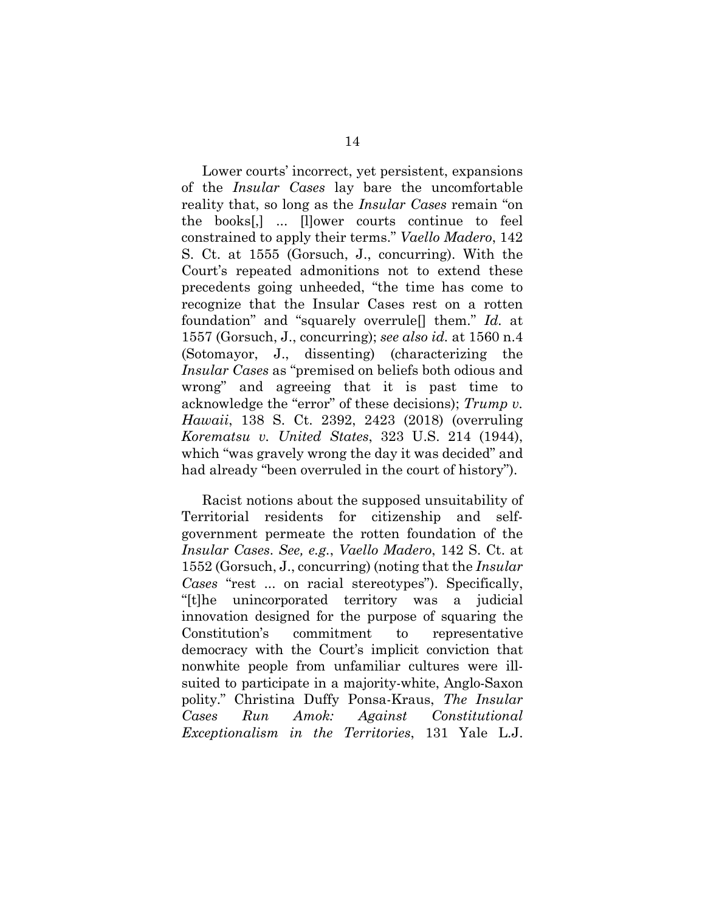Lower courts' incorrect, yet persistent, expansions of the *Insular Cases* lay bare the uncomfortable reality that, so long as the *Insular Cases* remain "on the books[,] ... [l]ower courts continue to feel constrained to apply their terms." *Vaello Madero*, 142 S. Ct. at 1555 (Gorsuch, J., concurring). With the Court's repeated admonitions not to extend these precedents going unheeded, "the time has come to recognize that the Insular Cases rest on a rotten foundation" and "squarely overrule[] them." *Id.* at 1557 (Gorsuch, J., concurring); *see also id.* at 1560 n.4 (Sotomayor, J., dissenting) (characterizing the *Insular Cases* as "premised on beliefs both odious and wrong" and agreeing that it is past time to acknowledge the "error" of these decisions); *Trump v. Hawaii*, 138 S. Ct. 2392, 2423 (2018) (overruling *Korematsu v. United States*, 323 U.S. 214 (1944), which "was gravely wrong the day it was decided" and had already "been overruled in the court of history").

Racist notions about the supposed unsuitability of Territorial residents for citizenship and self-government permeate the rotten foundation of the *Insular Cases*. *See, e.g.*, *Vaello Madero*, 142 S. Ct. at 1552 (Gorsuch, J., concurring) (noting that the *Insular Cases* "rest ... on racial stereotypes"). Specifically, "[t]he unincorporated territory was a judicial innovation designed for the purpose of squaring the Constitution's commitment to representative democracy with the Court's implicit conviction that nonwhite people from unfamiliar cultures were ill-suited to participate in a majority-white, Anglo-Saxon polity." Christina Duffy Ponsa-Kraus, *The Insular Cases Run Amok: Against Constitutional Exceptionalism in the Territories*, 131 Yale L.J.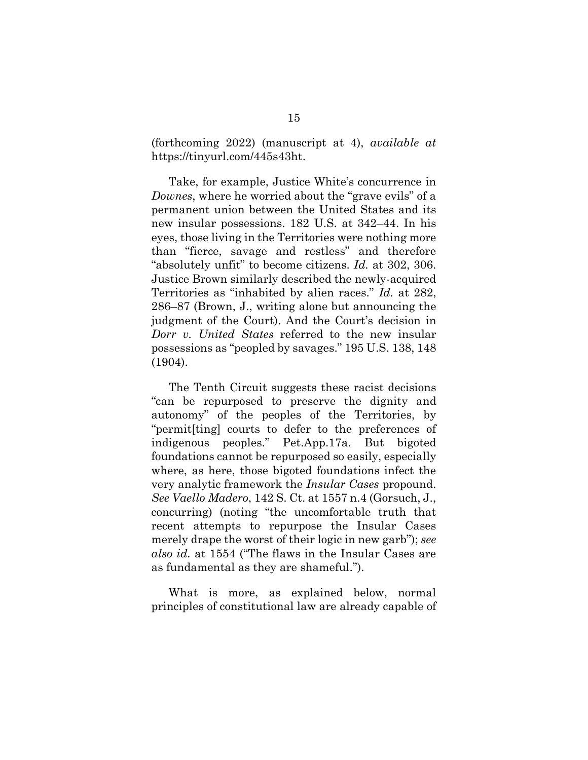(forthcoming 2022) (manuscript at 4), *available at* https://tinyurl.com/445s43ht.

Take, for example, Justice White's concurrence in *Downes*, where he worried about the "grave evils" of a permanent union between the United States and its new insular possessions. 182 U.S. at 342–44. In his eyes, those living in the Territories were nothing more than "fierce, savage and restless" and therefore "absolutely unfit" to become citizens. *Id.* at 302, 306. Justice Brown similarly described the newly-acquired Territories as "inhabited by alien races." *Id.* at 282, 286–87 (Brown, J., writing alone but announcing the judgment of the Court). And the Court's decision in *Dorr v. United States* referred to the new insular possessions as "peopled by savages." 195 U.S. 138, 148 (1904).

The Tenth Circuit suggests these racist decisions "can be repurposed to preserve the dignity and autonomy" of the peoples of the Territories, by "permit[ting] courts to defer to the preferences of indigenous peoples." Pet.App.17a. But bigoted foundations cannot be repurposed so easily, especially where, as here, those bigoted foundations infect the very analytic framework the *Insular Cases* propound. *See Vaello Madero*, 142 S. Ct. at 1557 n.4 (Gorsuch, J., concurring) (noting "the uncomfortable truth that recent attempts to repurpose the Insular Cases merely drape the worst of their logic in new garb"); *see also id.* at 1554 ("The flaws in the Insular Cases are as fundamental as they are shameful.").

What is more, as explained below, normal principles of constitutional law are already capable of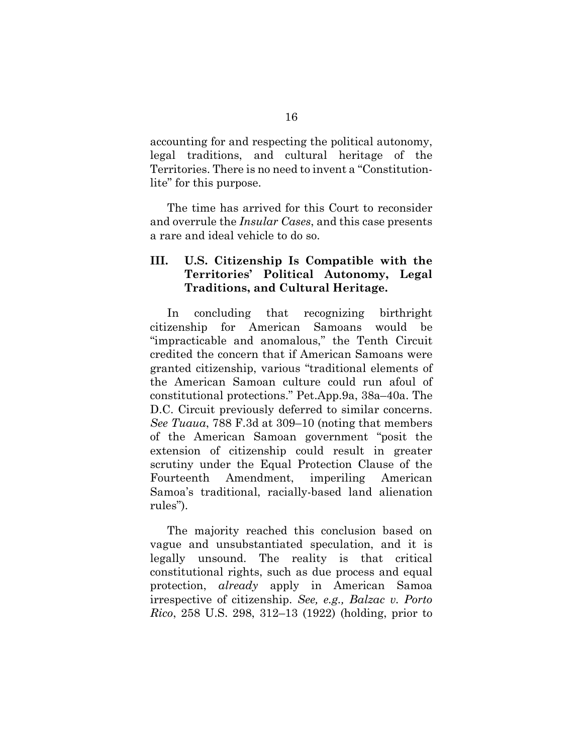accounting for and respecting the political autonomy, legal traditions, and cultural heritage of the Territories. There is no need to invent a "Constitution-lite" for this purpose.

The time has arrived for this Court to reconsider and overrule the *Insular Cases*, and this case presents a rare and ideal vehicle to do so.

### III. U.S. Citizenship Is Compatible with the Territories' Political Autonomy, Legal Traditions, and Cultural Heritage.

In concluding that recognizing birthright citizenship for American Samoans would be "impracticable and anomalous," the Tenth Circuit credited the concern that if American Samoans were granted citizenship, various "traditional elements of the American Samoan culture could run afoul of constitutional protections." Pet.App.9a, 38a–40a. The D.C. Circuit previously deferred to similar concerns. *See Tuaua*, 788 F.3d at 309–10 (noting that members of the American Samoan government "posit the extension of citizenship could result in greater scrutiny under the Equal Protection Clause of the Fourteenth Amendment, imperiling American Samoa's traditional, racially-based land alienation rules").

The majority reached this conclusion based on vague and unsubstantiated speculation, and it is legally unsound. The reality is that critical constitutional rights, such as due process and equal protection, *already* apply in American Samoa irrespective of citizenship. *See, e.g., Balzac v. Porto Rico*, 258 U.S. 298, 312–13 (1922) (holding, prior to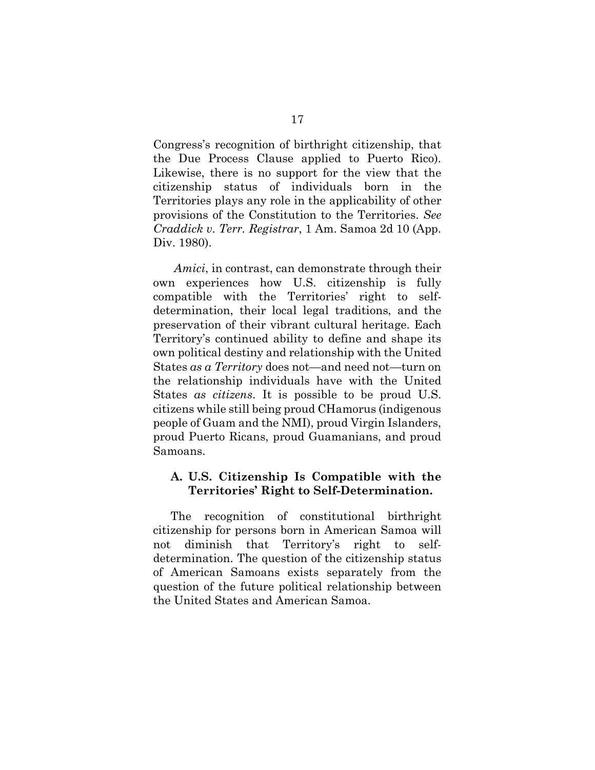Congress's recognition of birthright citizenship, that the Due Process Clause applied to Puerto Rico). Likewise, there is no support for the view that the citizenship status of individuals born in the Territories plays any role in the applicability of other provisions of the Constitution to the Territories. *See Craddick v. Terr. Registrar*, 1 Am. Samoa 2d 10 (App. Div. 1980).

*Amici*, in contrast, can demonstrate through their own experiences how U.S. citizenship is fully compatible with the Territories' right to self-determination, their local legal traditions, and the preservation of their vibrant cultural heritage. Each Territory's continued ability to define and shape its own political destiny and relationship with the United States *as a Territory* does not—and need not—turn on the relationship individuals have with the United States *as citizens*. It is possible to be proud U.S. citizens while still being proud CHamorus (indigenous people of Guam and the NMI), proud Virgin Islanders, proud Puerto Ricans, proud Guamanians, and proud Samoans.

### A. U.S. Citizenship Is Compatible with the Territories' Right to Self-Determination.

The recognition of constitutional birthright citizenship for persons born in American Samoa will not diminish that Territory's right to self-determination. The question of the citizenship status of American Samoans exists separately from the question of the future political relationship between the United States and American Samoa.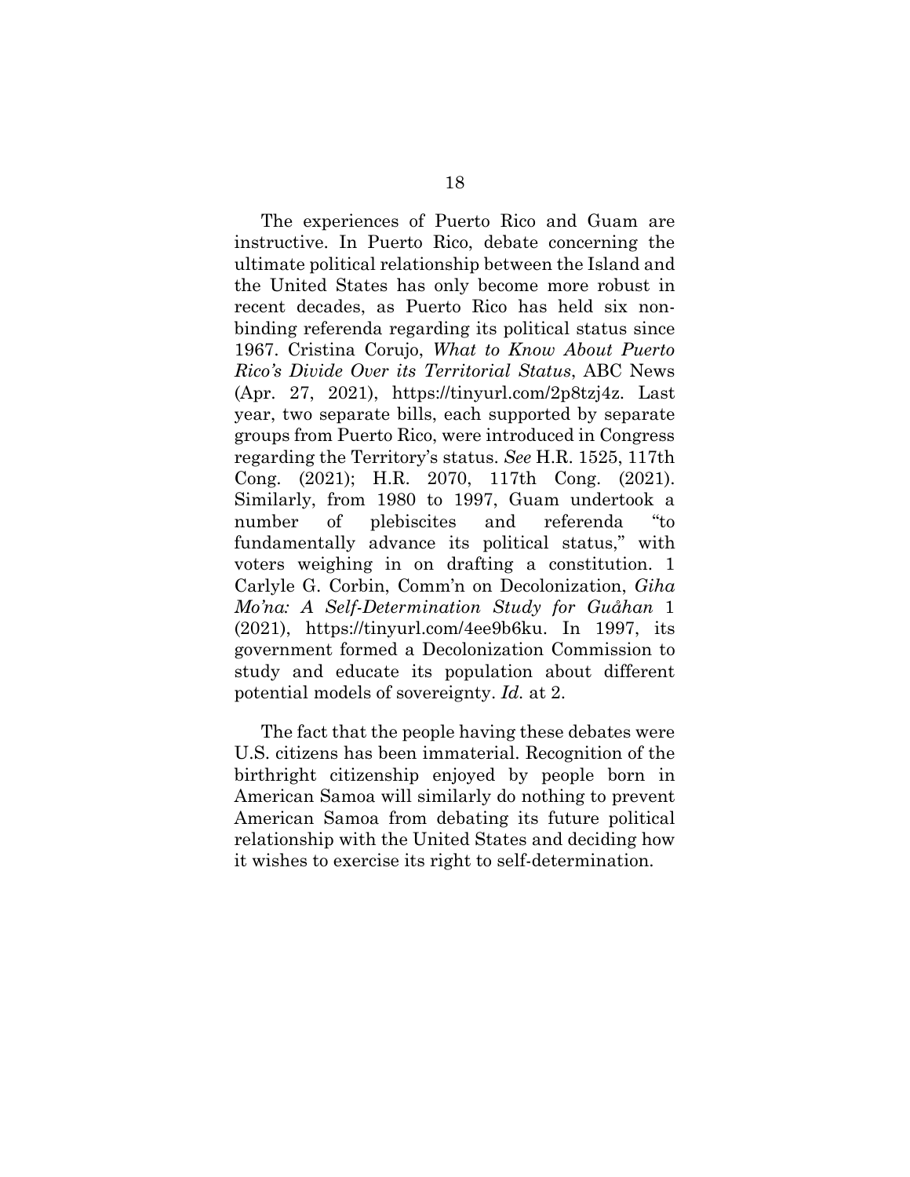The experiences of Puerto Rico and Guam are instructive. In Puerto Rico, debate concerning the ultimate political relationship between the Island and the United States has only become more robust in recent decades, as Puerto Rico has held six non-binding referenda regarding its political status since 1967. Cristina Corujo, *What to Know About Puerto Rico's Divide Over its Territorial Status*, ABC News (Apr. 27, 2021), https://tinyurl.com/2p8tzj4z. Last year, two separate bills, each supported by separate groups from Puerto Rico, were introduced in Congress regarding the Territory's status. *See* H.R. 1525, 117th Cong. (2021); H.R. 2070, 117th Cong. (2021). Similarly, from 1980 to 1997, Guam undertook a number of plebiscites and referenda "to fundamentally advance its political status," with voters weighing in on drafting a constitution. 1 Carlyle G. Corbin, Comm'n on Decolonization, *Giha Mo'na: A Self-Determination Study for Guåhan* 1 (2021), https://tinyurl.com/4ee9b6ku. In 1997, its government formed a Decolonization Commission to study and educate its population about different potential models of sovereignty. *Id.* at 2.

The fact that the people having these debates were U.S. citizens has been immaterial. Recognition of the birthright citizenship enjoyed by people born in American Samoa will similarly do nothing to prevent American Samoa from debating its future political relationship with the United States and deciding how it wishes to exercise its right to self-determination.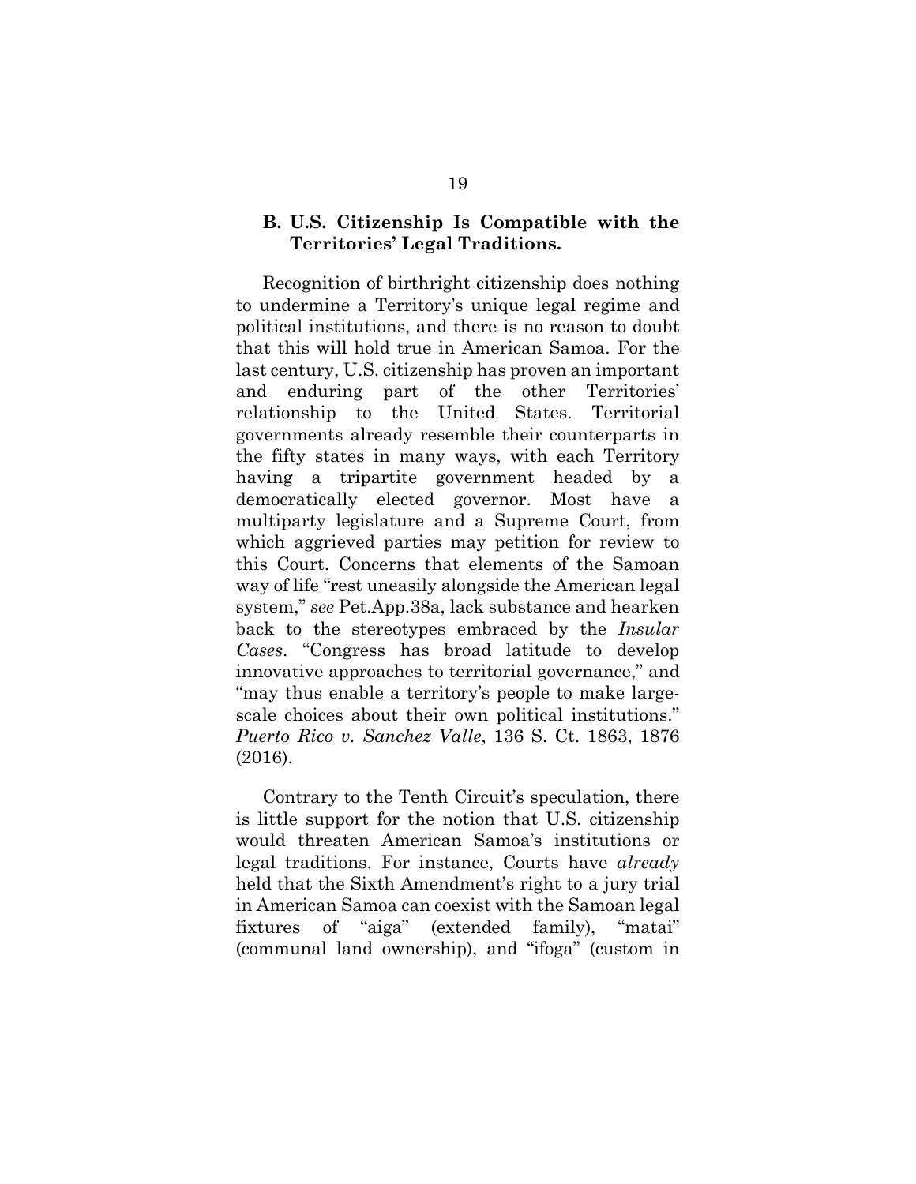### B. U.S. Citizenship Is Compatible with the Territories' Legal Traditions.

Recognition of birthright citizenship does nothing to undermine a Territory's unique legal regime and political institutions, and there is no reason to doubt that this will hold true in American Samoa. For the last century, U.S. citizenship has proven an important and enduring part of the other Territories' relationship to the United States. Territorial governments already resemble their counterparts in the fifty states in many ways, with each Territory having a tripartite government headed by a democratically elected governor. Most have a multiparty legislature and a Supreme Court, from which aggrieved parties may petition for review to this Court. Concerns that elements of the Samoan way of life "rest uneasily alongside the American legal system," *see* Pet.App.38a, lack substance and hearken back to the stereotypes embraced by the *Insular Cases*. "Congress has broad latitude to develop innovative approaches to territorial governance," and "may thus enable a territory's people to make large-scale choices about their own political institutions." *Puerto Rico v. Sanchez Valle*, 136 S. Ct. 1863, 1876 (2016).

Contrary to the Tenth Circuit's speculation, there is little support for the notion that U.S. citizenship would threaten American Samoa's institutions or legal traditions. For instance, Courts have *already* held that the Sixth Amendment's right to a jury trial in American Samoa can coexist with the Samoan legal fixtures of "aiga" (extended family), "matai" (communal land ownership), and "ifoga" (custom in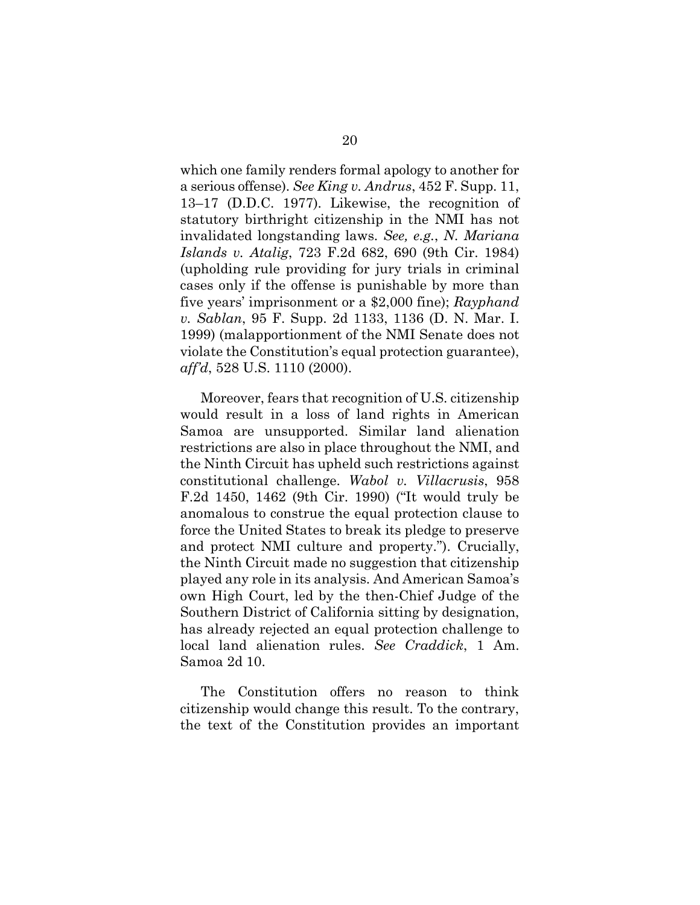which one family renders formal apology to another for a serious offense). *See King v. Andrus*, 452 F. Supp. 11, 13–17 (D.D.C. 1977). Likewise, the recognition of statutory birthright citizenship in the NMI has not invalidated longstanding laws. *See, e.g.*, *N. Mariana Islands v. Atalig*, 723 F.2d 682, 690 (9th Cir. 1984) (upholding rule providing for jury trials in criminal cases only if the offense is punishable by more than five years' imprisonment or a $2,000 fine); *Rayphand v. Sablan*, 95 F. Supp. 2d 1133, 1136 (D. N. Mar. I. 1999) (malapportionment of the NMI Senate does not violate the Constitution's equal protection guarantee), *aff'd*, 528 U.S. 1110 (2000).

Moreover, fears that recognition of U.S. citizenship would result in a loss of land rights in American Samoa are unsupported. Similar land alienation restrictions are also in place throughout the NMI, and the Ninth Circuit has upheld such restrictions against constitutional challenge. *Wabol v. Villacrusis*, 958 F.2d 1450, 1462 (9th Cir. 1990) ("It would truly be anomalous to construe the equal protection clause to force the United States to break its pledge to preserve and protect NMI culture and property."). Crucially, the Ninth Circuit made no suggestion that citizenship played any role in its analysis. And American Samoa's own High Court, led by the then-Chief Judge of the Southern District of California sitting by designation, has already rejected an equal protection challenge to local land alienation rules. *See Craddick*, 1 Am. Samoa 2d 10.

The Constitution offers no reason to think citizenship would change this result. To the contrary, the text of the Constitution provides an important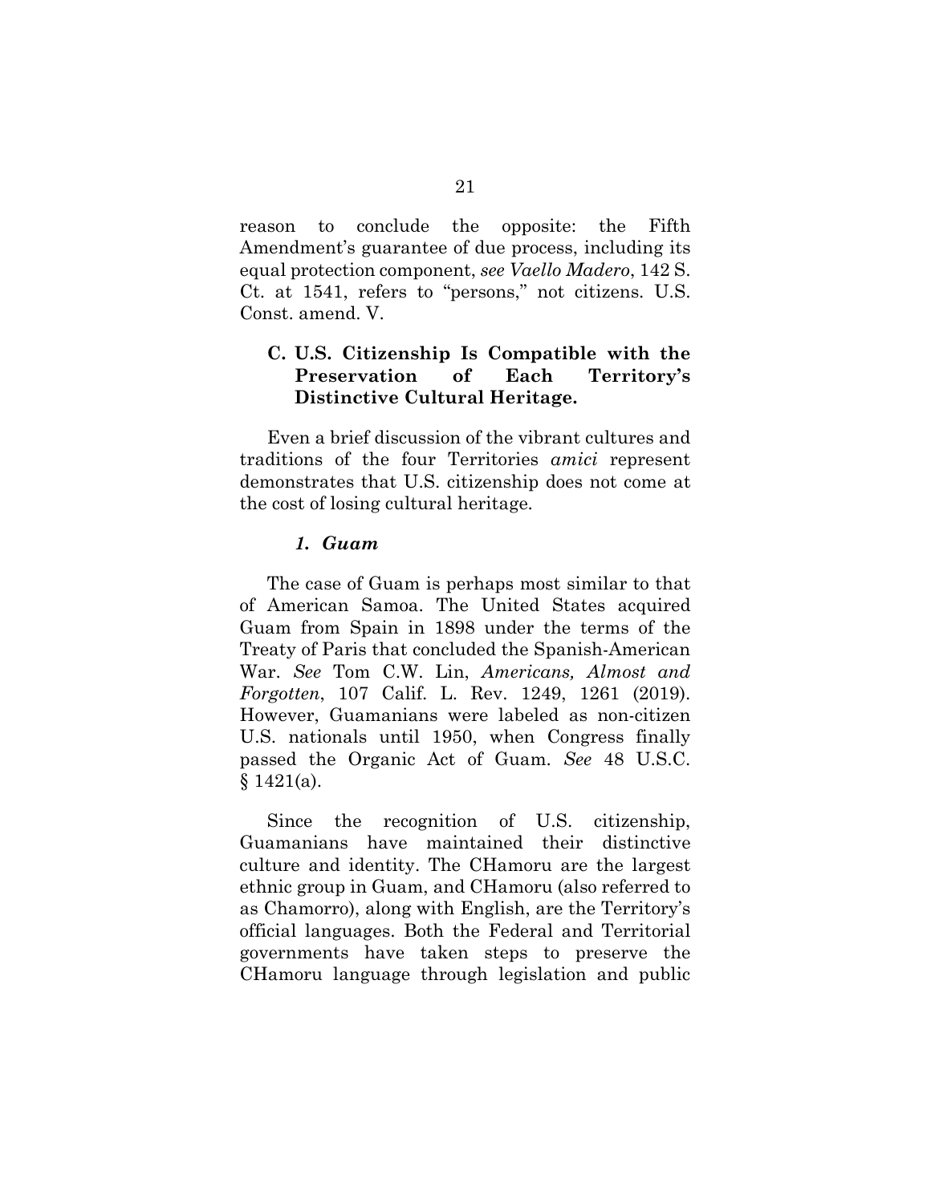reason to conclude the opposite: the Fifth Amendment's guarantee of due process, including its equal protection component, *see Vaello Madero*, 142 S. Ct. at 1541, refers to "persons," not citizens. U.S. Const. amend. V.

### C. U.S. Citizenship Is Compatible with the Preservation of Each Territory's Distinctive Cultural Heritage.

Even a brief discussion of the vibrant cultures and traditions of the four Territories *amici* represent demonstrates that U.S. citizenship does not come at the cost of losing cultural heritage.

#### *1. Guam*

The case of Guam is perhaps most similar to that of American Samoa. The United States acquired Guam from Spain in 1898 under the terms of the Treaty of Paris that concluded the Spanish-American War. *See* Tom C.W. Lin, *Americans, Almost and Forgotten*, 107 Calif. L. Rev. 1249, 1261 (2019). However, Guamanians were labeled as non-citizen U.S. nationals until 1950, when Congress finally passed the Organic Act of Guam. *See* 48 U.S.C. § 1421(a).

Since the recognition of U.S. citizenship, Guamanians have maintained their distinctive culture and identity. The CHamoru are the largest ethnic group in Guam, and CHamoru (also referred to as Chamorro), along with English, are the Territory's official languages. Both the Federal and Territorial governments have taken steps to preserve the CHamoru language through legislation and public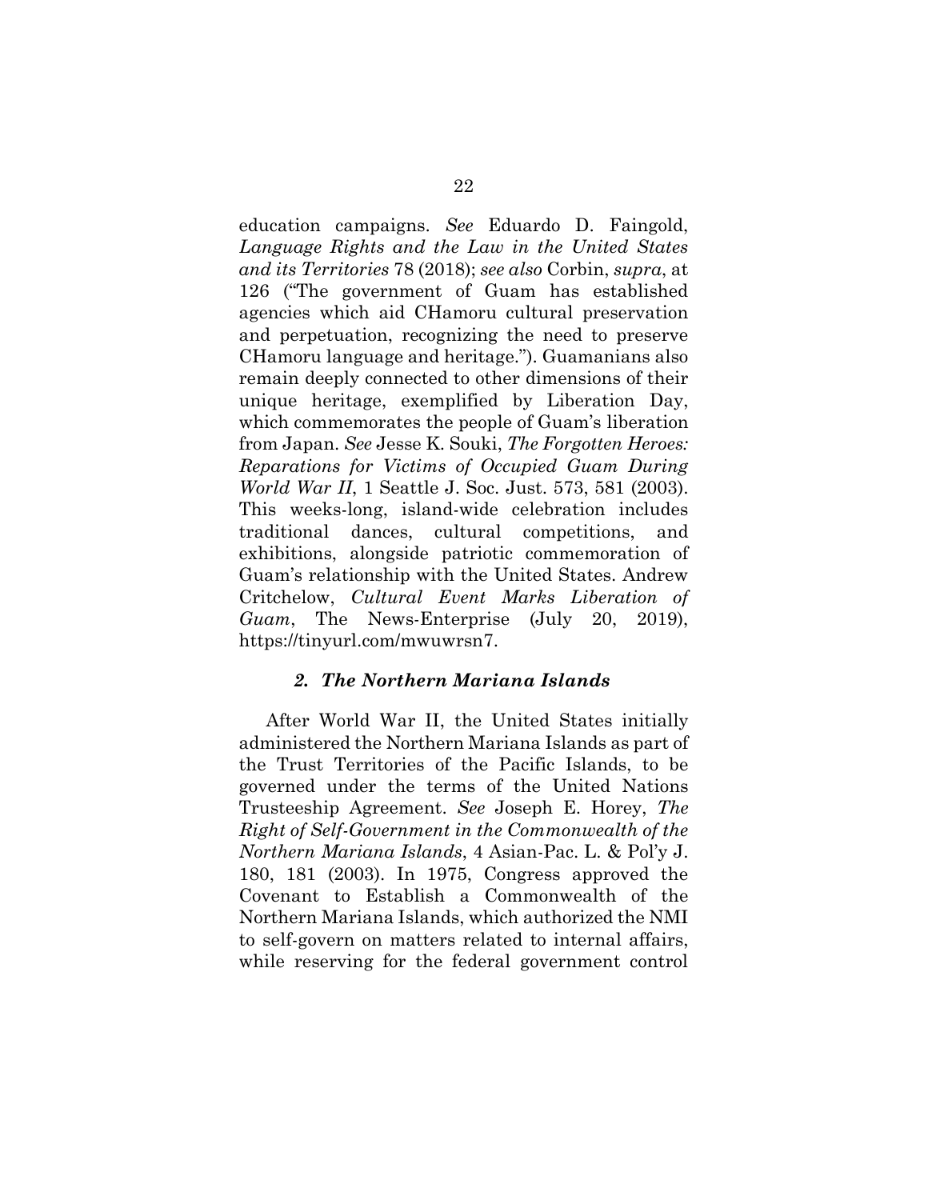education campaigns. *See* Eduardo D. Faingold, *Language Rights and the Law in the United States and its Territories* 78 (2018); *see also* Corbin, *supra*, at 126 ("The government of Guam has established agencies which aid CHamoru cultural preservation and perpetuation, recognizing the need to preserve CHamoru language and heritage."). Guamanians also remain deeply connected to other dimensions of their unique heritage, exemplified by Liberation Day, which commemorates the people of Guam's liberation from Japan. *See* Jesse K. Souki, *The Forgotten Heroes: Reparations for Victims of Occupied Guam During World War II*, 1 Seattle J. Soc. Just. 573, 581 (2003). This weeks-long, island-wide celebration includes traditional dances, cultural competitions, and exhibitions, alongside patriotic commemoration of Guam's relationship with the United States. Andrew Critchelow, *Cultural Event Marks Liberation of Guam*, The News-Enterprise (July 20, 2019), https://tinyurl.com/mwuwrsn7.

#### *2. The Northern Mariana Islands*

After World War II, the United States initially administered the Northern Mariana Islands as part of the Trust Territories of the Pacific Islands, to be governed under the terms of the United Nations Trusteeship Agreement. *See* Joseph E. Horey, *The Right of Self-Government in the Commonwealth of the Northern Mariana Islands*, 4 Asian-Pac. L. & Pol'y J. 180, 181 (2003). In 1975, Congress approved the Covenant to Establish a Commonwealth of the Northern Mariana Islands, which authorized the NMI to self-govern on matters related to internal affairs, while reserving for the federal government control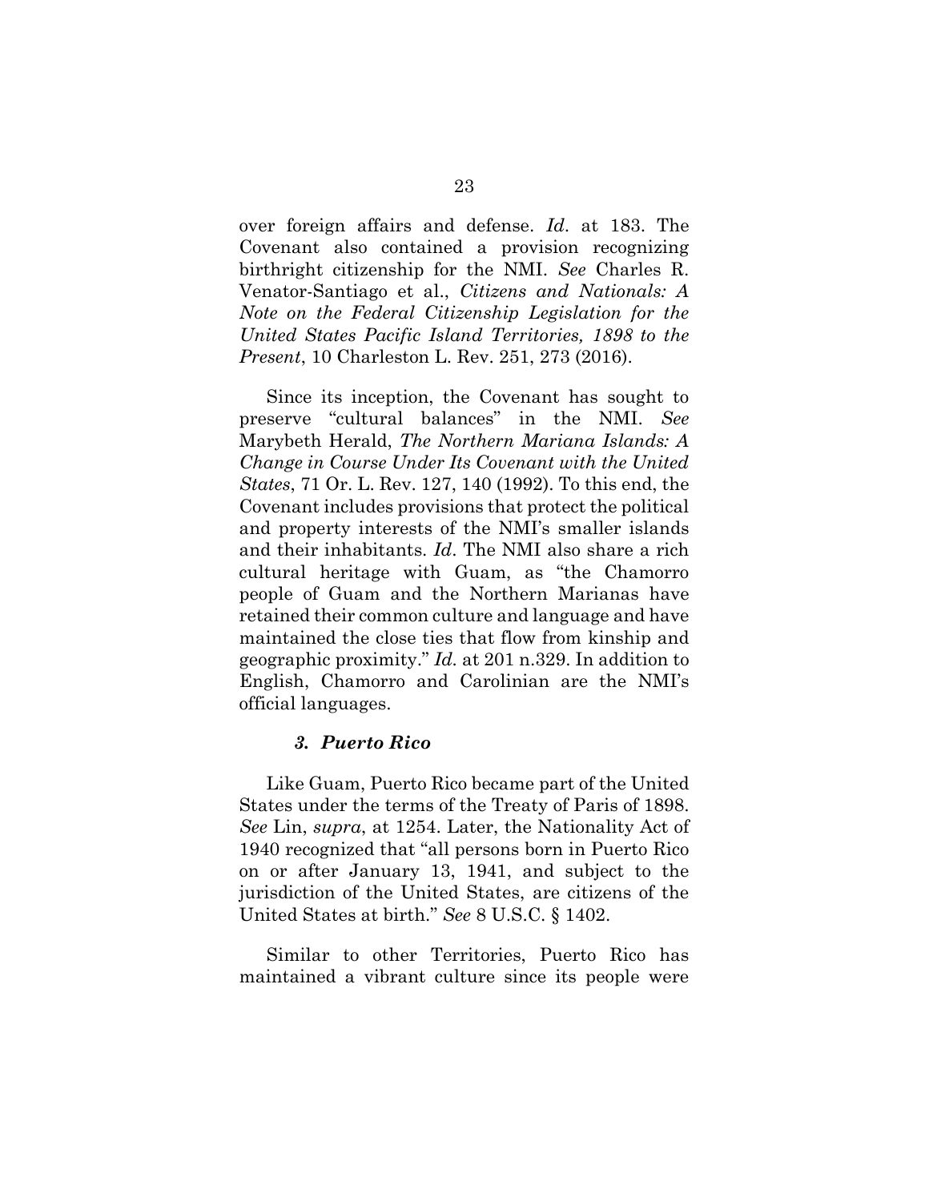over foreign affairs and defense. *Id*. at 183. The Covenant also contained a provision recognizing birthright citizenship for the NMI. *See* Charles R. Venator-Santiago et al., *Citizens and Nationals: A Note on the Federal Citizenship Legislation for the United States Pacific Island Territories, 1898 to the Present*, 10 Charleston L. Rev. 251, 273 (2016).

Since its inception, the Covenant has sought to preserve "cultural balances" in the NMI. *See* Marybeth Herald, *The Northern Mariana Islands: A Change in Course Under Its Covenant with the United States*, 71 Or. L. Rev. 127, 140 (1992). To this end, the Covenant includes provisions that protect the political and property interests of the NMI's smaller islands and their inhabitants. *Id*. The NMI also share a rich cultural heritage with Guam, as "the Chamorro people of Guam and the Northern Marianas have retained their common culture and language and have maintained the close ties that flow from kinship and geographic proximity." *Id.* at 201 n.329. In addition to English, Chamorro and Carolinian are the NMI's official languages.

### *3. Puerto Rico*

Like Guam, Puerto Rico became part of the United States under the terms of the Treaty of Paris of 1898. *See* Lin, *supra*, at 1254. Later, the Nationality Act of 1940 recognized that "all persons born in Puerto Rico on or after January 13, 1941, and subject to the jurisdiction of the United States, are citizens of the United States at birth." *See* 8 U.S.C. § 1402.

Similar to other Territories, Puerto Rico has maintained a vibrant culture since its people were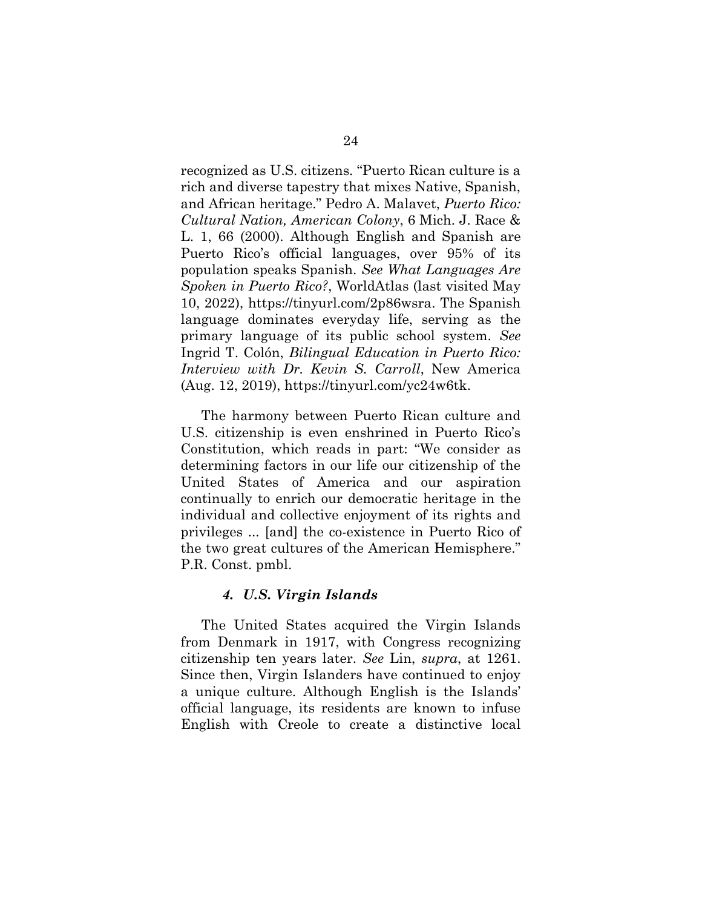recognized as U.S. citizens. "Puerto Rican culture is a rich and diverse tapestry that mixes Native, Spanish, and African heritage." Pedro A. Malavet, *Puerto Rico: Cultural Nation, American Colony*, 6 Mich. J. Race & L. 1, 66 (2000). Although English and Spanish are Puerto Rico's official languages, over 95% of its population speaks Spanish. *See What Languages Are Spoken in Puerto Rico?*, WorldAtlas (last visited May 10, 2022), https://tinyurl.com/2p86wsra. The Spanish language dominates everyday life, serving as the primary language of its public school system. *See* Ingrid T. Colón, *Bilingual Education in Puerto Rico: Interview with Dr. Kevin S. Carroll*, New America (Aug. 12, 2019), https://tinyurl.com/yc24w6tk.

The harmony between Puerto Rican culture and U.S. citizenship is even enshrined in Puerto Rico's Constitution, which reads in part: "We consider as determining factors in our life our citizenship of the United States of America and our aspiration continually to enrich our democratic heritage in the individual and collective enjoyment of its rights and privileges ... [and] the co-existence in Puerto Rico of the two great cultures of the American Hemisphere." P.R. Const. pmbl.

#### *4. U.S. Virgin Islands*

The United States acquired the Virgin Islands from Denmark in 1917, with Congress recognizing citizenship ten years later. *See* Lin, *supra*, at 1261. Since then, Virgin Islanders have continued to enjoy a unique culture. Although English is the Islands' official language, its residents are known to infuse English with Creole to create a distinctive local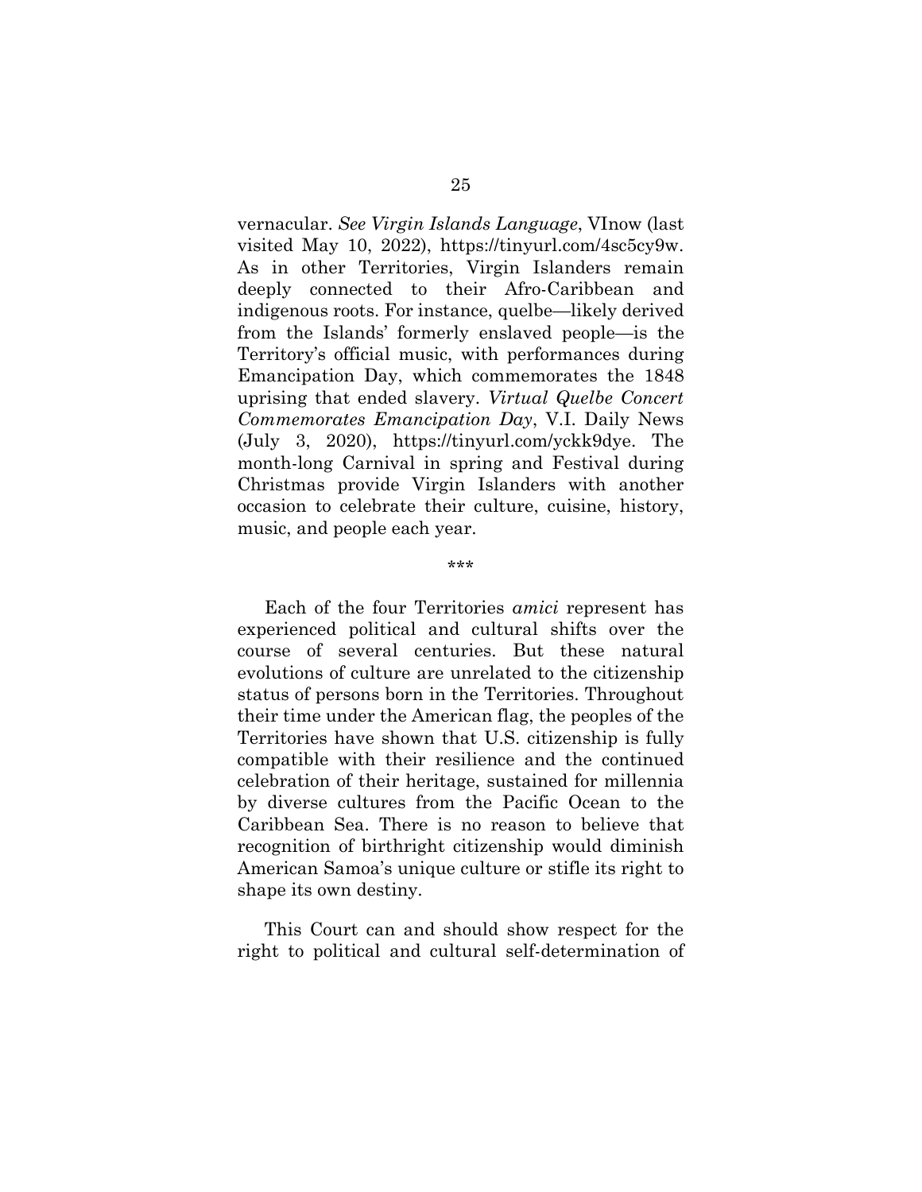vernacular. *See Virgin Islands Language*, VInow (last visited May 10, 2022), https://tinyurl.com/4sc5cy9w. As in other Territories, Virgin Islanders remain deeply connected to their Afro-Caribbean and indigenous roots. For instance, quelbe—likely derived from the Islands' formerly enslaved people—is the Territory's official music, with performances during Emancipation Day, which commemorates the 1848 uprising that ended slavery. *Virtual Quelbe Concert Commemorates Emancipation Day*, V.I. Daily News (July 3, 2020), https://tinyurl.com/yckk9dye. The month-long Carnival in spring and Festival during Christmas provide Virgin Islanders with another occasion to celebrate their culture, cuisine, history, music, and people each year.

\*\*\*

Each of the four Territories *amici* represent has experienced political and cultural shifts over the course of several centuries. But these natural evolutions of culture are unrelated to the citizenship status of persons born in the Territories. Throughout their time under the American flag, the peoples of the Territories have shown that U.S. citizenship is fully compatible with their resilience and the continued celebration of their heritage, sustained for millennia by diverse cultures from the Pacific Ocean to the Caribbean Sea. There is no reason to believe that recognition of birthright citizenship would diminish American Samoa's unique culture or stifle its right to shape its own destiny.

This Court can and should show respect for the right to political and cultural self-determination of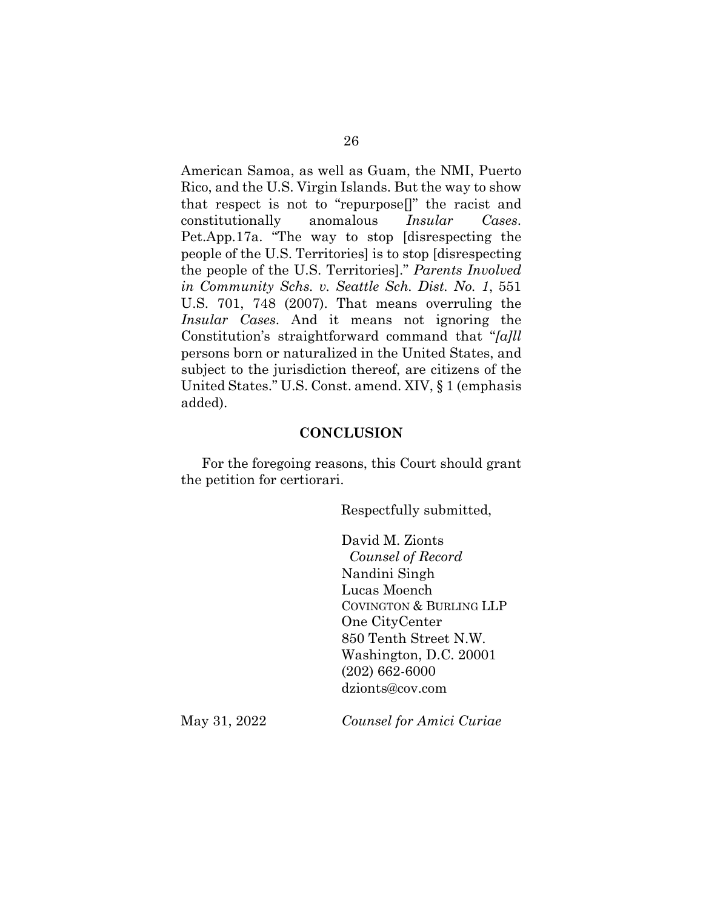American Samoa, as well as Guam, the NMI, Puerto Rico, and the U.S. Virgin Islands. But the way to show that respect is not to "repurpose[]" the racist and constitutionally anomalous *Insular Cases*. Pet.App.17a. "The way to stop [disrespecting the people of the U.S. Territories] is to stop [disrespecting the people of the U.S. Territories]." *Parents Involved in Community Schs. v. Seattle Sch. Dist. No. 1*, 551 U.S. 701, 748 (2007). That means overruling the *Insular Cases*. And it means not ignoring the Constitution's straightforward command that "*[a]ll* persons born or naturalized in the United States, and subject to the jurisdiction thereof, are citizens of the United States." U.S. Const. amend. XIV, § 1 (emphasis added).

## CONCLUSION

For the foregoing reasons, this Court should grant the petition for certiorari.

Respectfully submitted,

David M. Zionts
*Counsel of Record*
Nandini Singh
Lucas Moench
COVINGTON & BURLING LLP
One CityCenter
850 Tenth Street N.W.
Washington, D.C. 20001
(202) 662-6000
dzionts@cov.com

May 31, 2022

*Counsel for Amici Curiae*